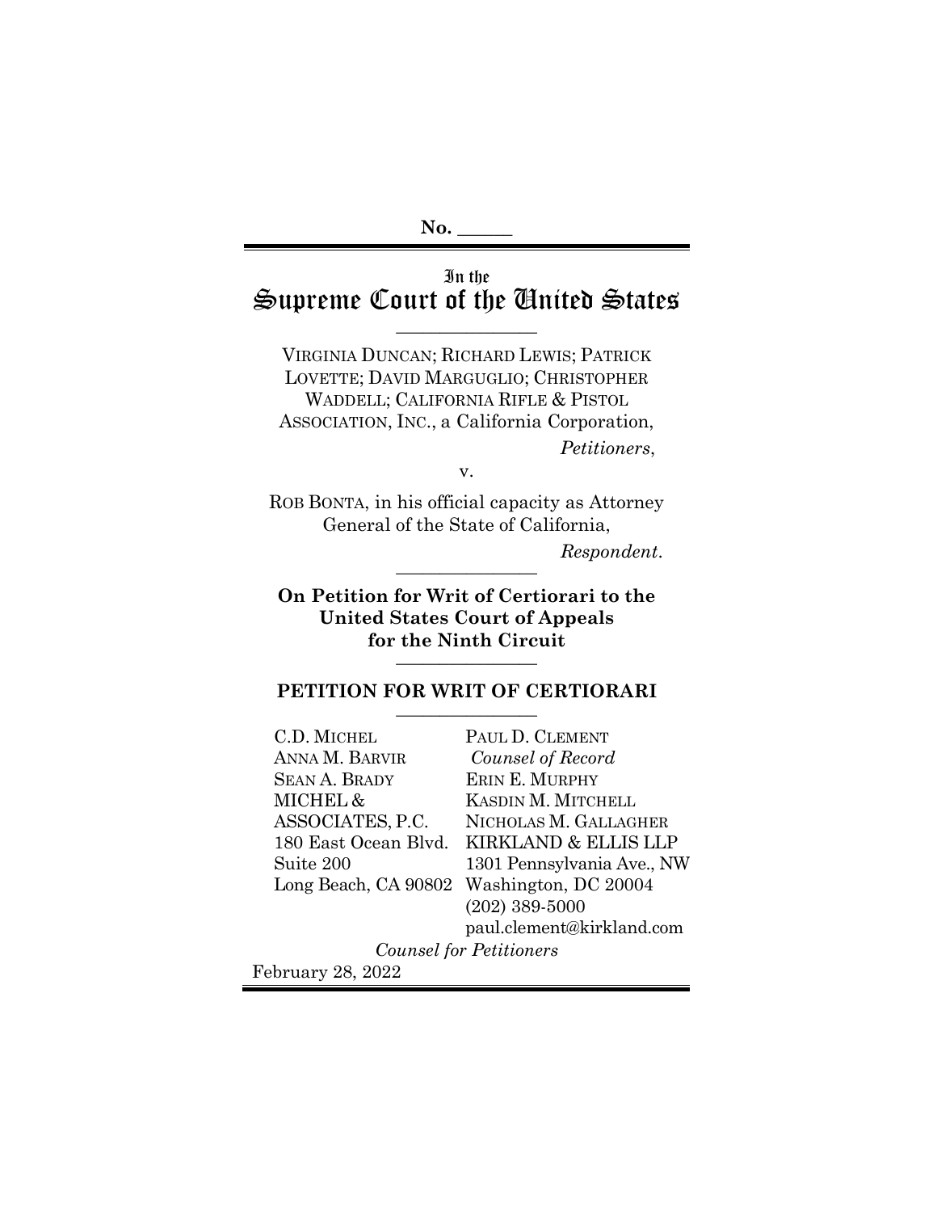No. \_\_\_\_\_

# In the Supreme Court of the United States

---

VIRGINIA DUNCAN; RICHARD LEWIS; PATRICK LOVETTE; DAVID MARGUGLIO; CHRISTOPHER WADDELL; CALIFORNIA RIFLE & PISTOL ASSOCIATION, INC., a California Corporation,

*Petitioners*,

v.

ROB BONTA, in his official capacity as Attorney General of the State of California,

*Respondent*.

---

**On Petition for Writ of Certiorari to the United States Court of Appeals for the Ninth Circuit**

---

## PETITION FOR WRIT OF CERTIORARI

---

C.D. MICHEL
ANNA M. BARVIR
SEAN A. BRADY
MICHEL & ASSOCIATES, P.C.
180 East Ocean Blvd.
Suite 200
Long Beach, CA 90802

PAUL D. CLEMENT
*Counsel of Record*
ERIN E. MURPHY
KASDIN M. MITCHELL
NICHOLAS M. GALLAGHER
KIRKLAND & ELLIS LLP
1301 Pennsylvania Ave., NW
Washington, DC 20004
(202) 389-5000
paul.clement@kirkland.com

*Counsel for Petitioners*

February 28, 2022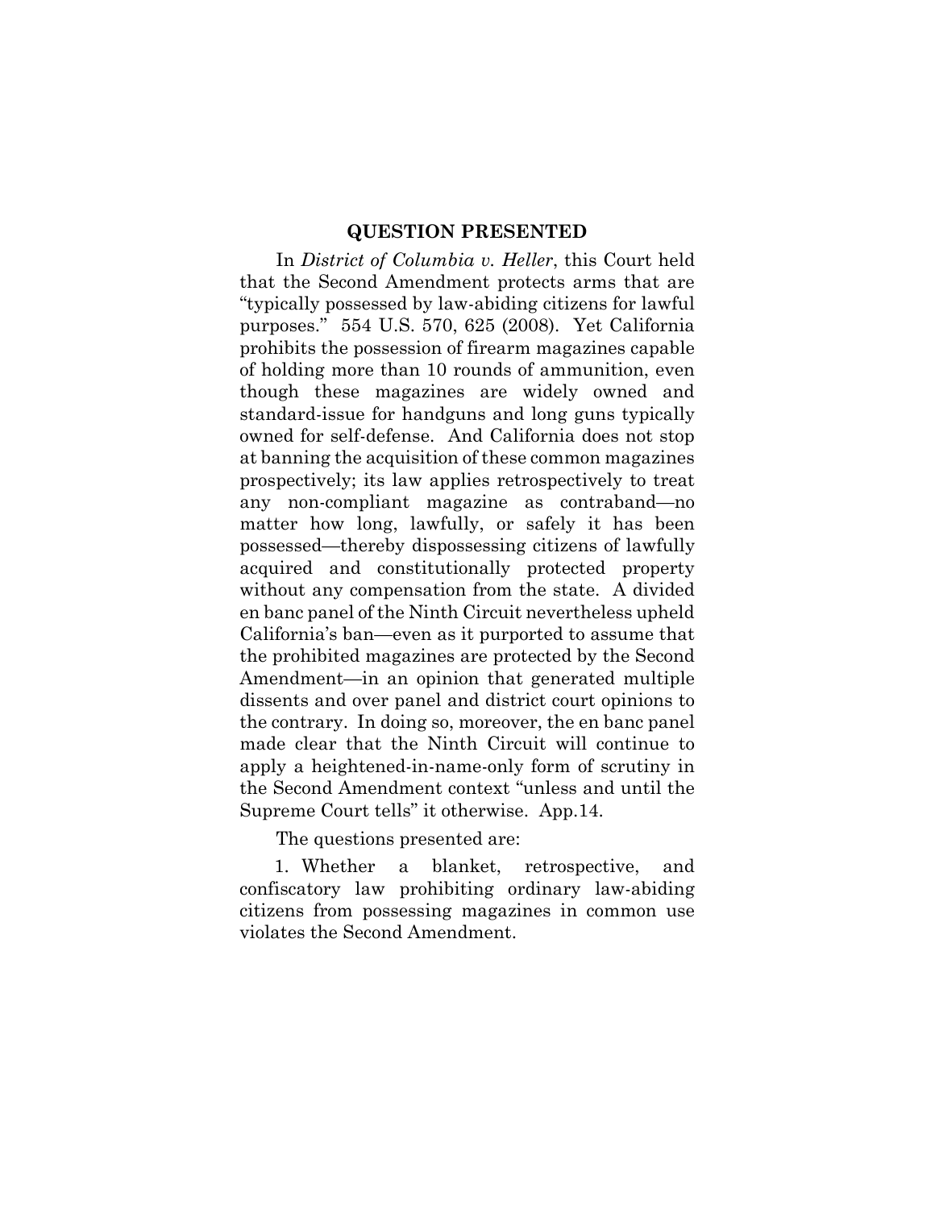## QUESTION PRESENTED

In *District of Columbia v. Heller*, this Court held that the Second Amendment protects arms that are "typically possessed by law-abiding citizens for lawful purposes." 554 U.S. 570, 625 (2008). Yet California prohibits the possession of firearm magazines capable of holding more than 10 rounds of ammunition, even though these magazines are widely owned and standard-issue for handguns and long guns typically owned for self-defense. And California does not stop at banning the acquisition of these common magazines prospectively; its law applies retrospectively to treat any non-compliant magazine as contraband—no matter how long, lawfully, or safely it has been possessed—thereby dispossessing citizens of lawfully acquired and constitutionally protected property without any compensation from the state. A divided en banc panel of the Ninth Circuit nevertheless upheld California's ban—even as it purported to assume that the prohibited magazines are protected by the Second Amendment—in an opinion that generated multiple dissents and over panel and district court opinions to the contrary. In doing so, moreover, the en banc panel made clear that the Ninth Circuit will continue to apply a heightened-in-name-only form of scrutiny in the Second Amendment context "unless and until the Supreme Court tells" it otherwise. App.14.

The questions presented are:

1. Whether a blanket, retrospective, and confiscatory law prohibiting ordinary law-abiding citizens from possessing magazines in common use violates the Second Amendment.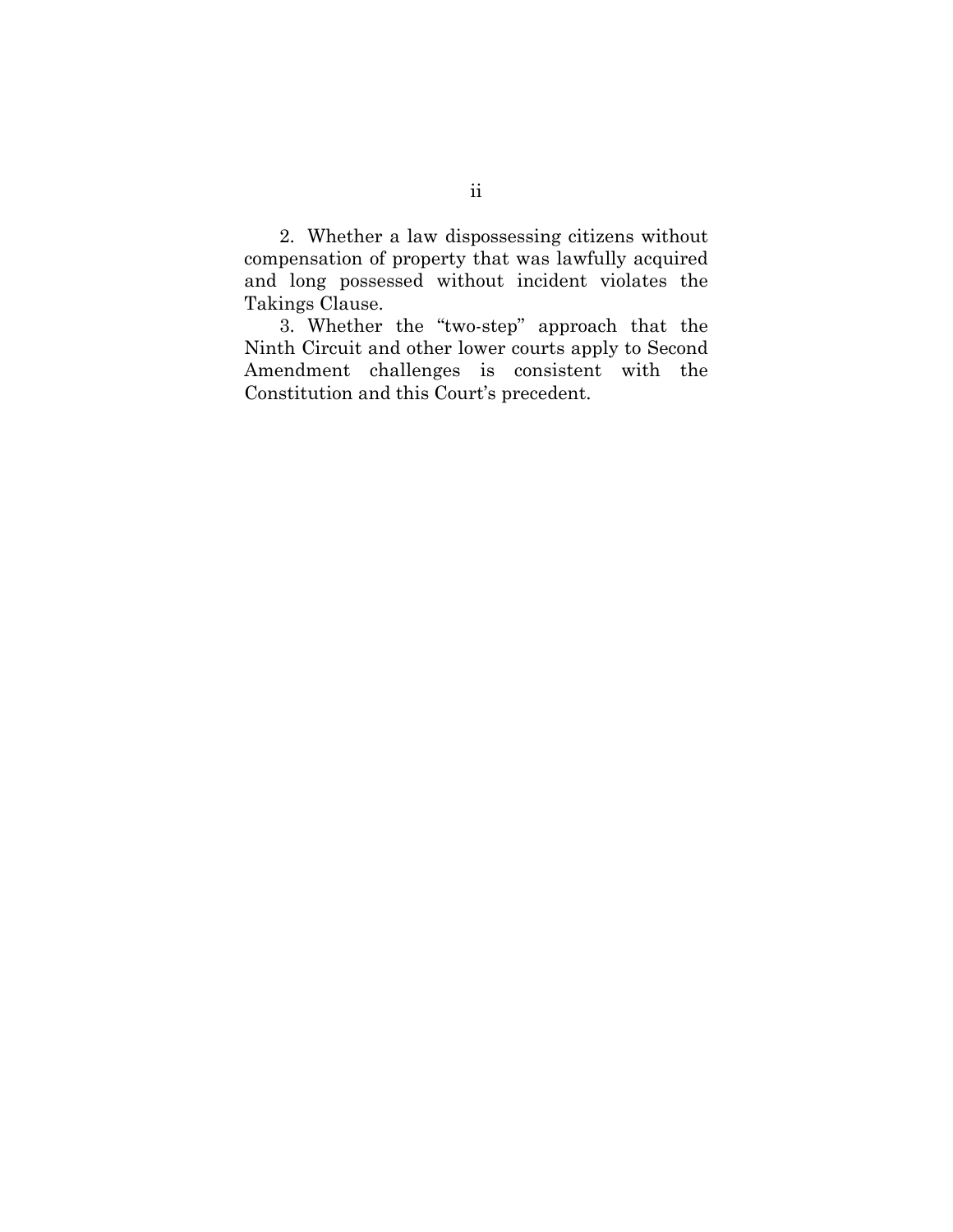2. Whether a law dispossessing citizens without compensation of property that was lawfully acquired and long possessed without incident violates the Takings Clause.

3. Whether the "two-step" approach that the Ninth Circuit and other lower courts apply to Second Amendment challenges is consistent with the Constitution and this Court's precedent.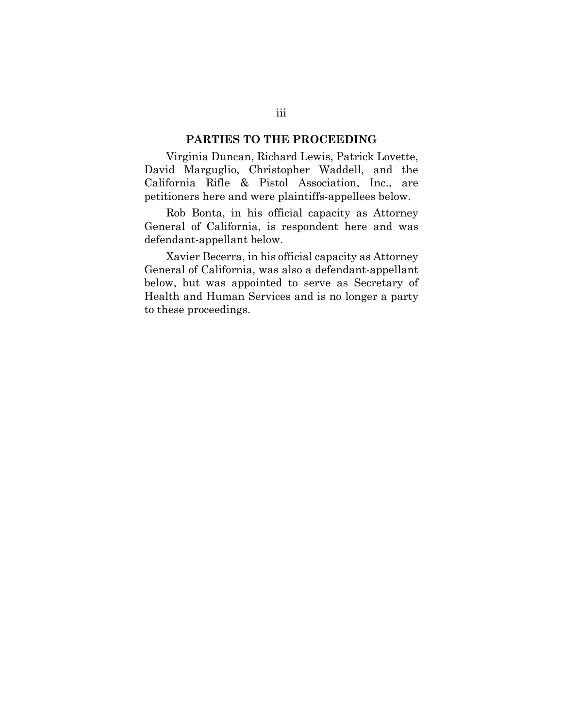## PARTIES TO THE PROCEEDING

Virginia Duncan, Richard Lewis, Patrick Lovette, David Marguglio, Christopher Waddell, and the California Rifle & Pistol Association, Inc., are petitioners here and were plaintiffs-appellees below.

Rob Bonta, in his official capacity as Attorney General of California, is respondent here and was defendant-appellant below.

Xavier Becerra, in his official capacity as Attorney General of California, was also a defendant-appellant below, but was appointed to serve as Secretary of Health and Human Services and is no longer a party to these proceedings.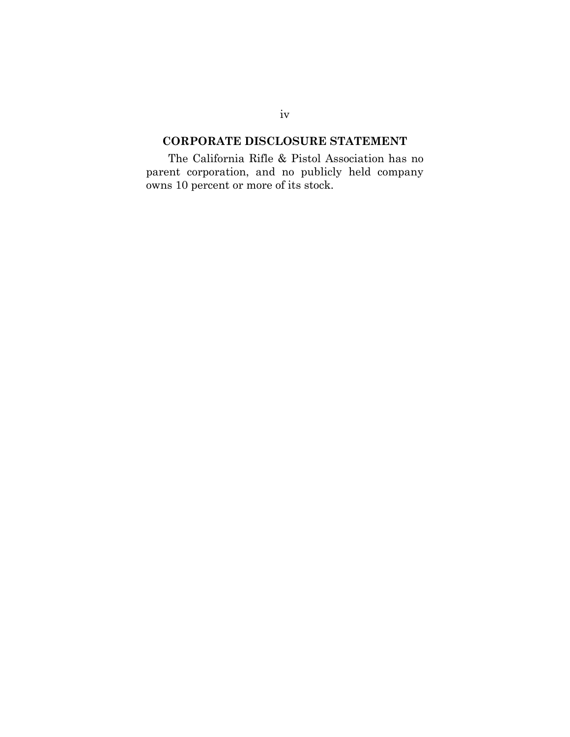## CORPORATE DISCLOSURE STATEMENT

The California Rifle & Pistol Association has no parent corporation, and no publicly held company owns 10 percent or more of its stock.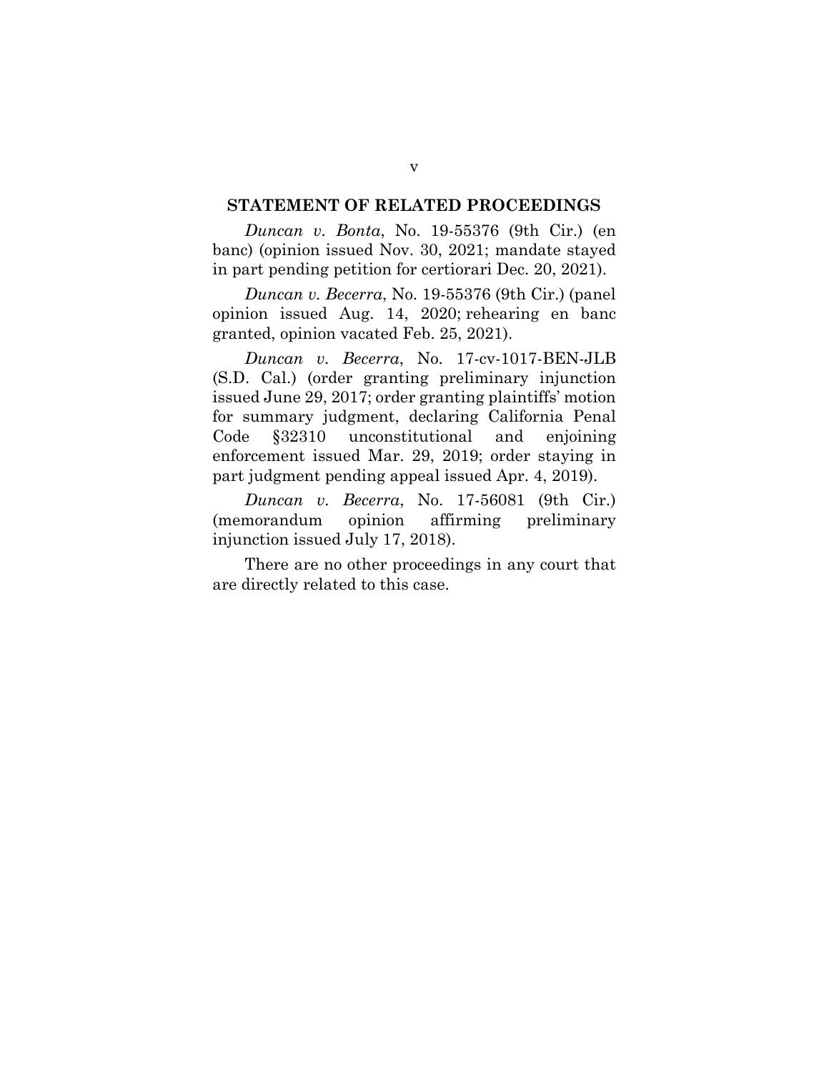## STATEMENT OF RELATED PROCEEDINGS

*Duncan v. Bonta*, No. 19-55376 (9th Cir.) (en banc) (opinion issued Nov. 30, 2021; mandate stayed in part pending petition for certiorari Dec. 20, 2021).

*Duncan v. Becerra*, No. 19-55376 (9th Cir.) (panel opinion issued Aug. 14, 2020; rehearing en banc granted, opinion vacated Feb. 25, 2021).

*Duncan v. Becerra*, No. 17-cv-1017-BEN-JLB (S.D. Cal.) (order granting preliminary injunction issued June 29, 2017; order granting plaintiffs' motion for summary judgment, declaring California Penal Code §32310 unconstitutional and enjoining enforcement issued Mar. 29, 2019; order staying in part judgment pending appeal issued Apr. 4, 2019).

*Duncan v. Becerra*, No. 17-56081 (9th Cir.) (memorandum opinion affirming preliminary injunction issued July 17, 2018).

There are no other proceedings in any court that are directly related to this case.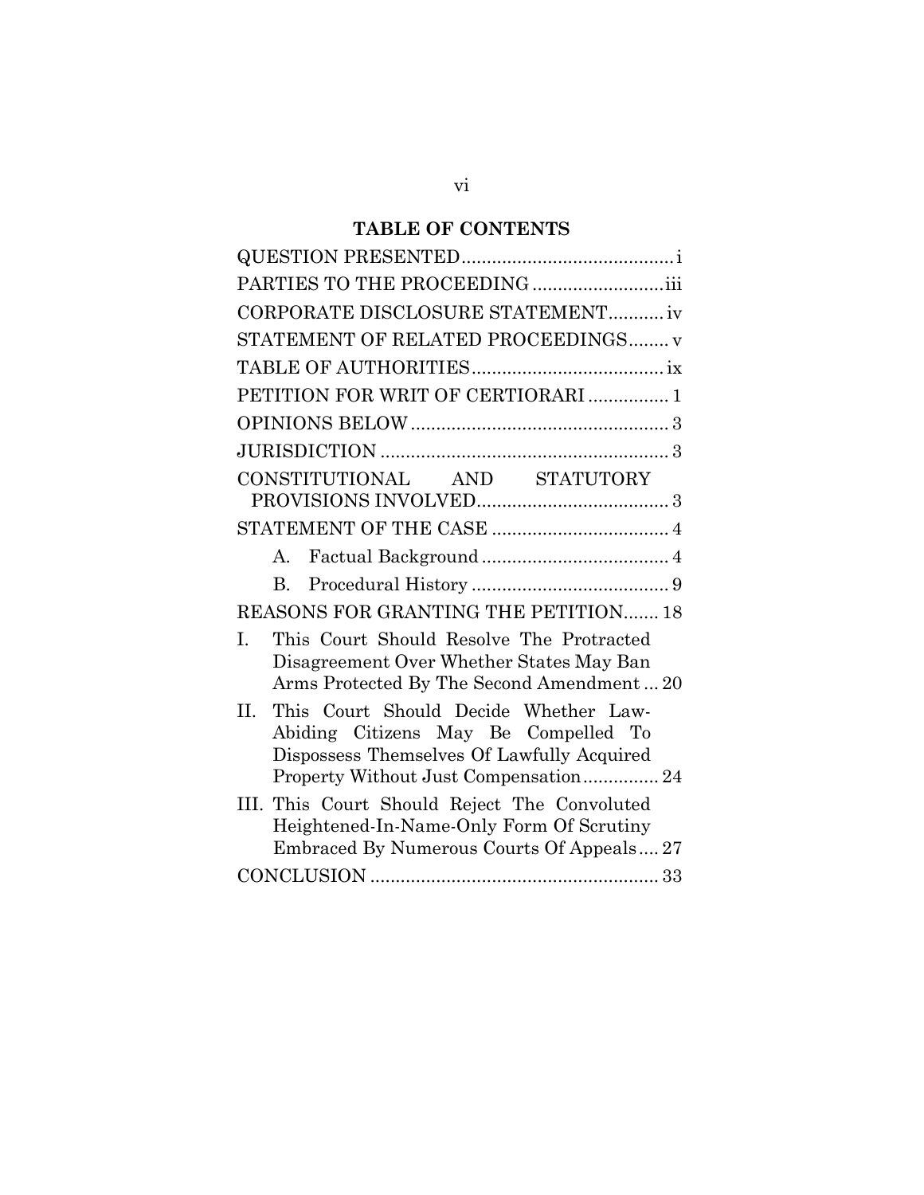## TABLE OF CONTENTS

| | |
|---|---|
| QUESTION PRESENTED | i |
| PARTIES TO THE PROCEEDING | iii |
| CORPORATE DISCLOSURE STATEMENT | iv |
| STATEMENT OF RELATED PROCEEDINGS | v |
| TABLE OF AUTHORITIES | ix |
| PETITION FOR WRIT OF CERTIORARI | 1 |
| OPINIONS BELOW | 3 |
| JURISDICTION | 3 |
| CONSTITUTIONAL AND STATUTORY PROVISIONS INVOLVED | 3 |
| STATEMENT OF THE CASE | 4 |
| A. Factual Background | 4 |
| B. Procedural History | 9 |
| REASONS FOR GRANTING THE PETITION | 18 |
| I. This Court Should Resolve The Protracted Disagreement Over Whether States May Ban Arms Protected By The Second Amendment | 20 |
| II. This Court Should Decide Whether Law-Abiding Citizens May Be Compelled To Dispossess Themselves Of Lawfully Acquired Property Without Just Compensation | 24 |
| III. This Court Should Reject The Convoluted Heightened-In-Name-Only Form Of Scrutiny Embraced By Numerous Courts Of Appeals | 27 |
| CONCLUSION | 33 |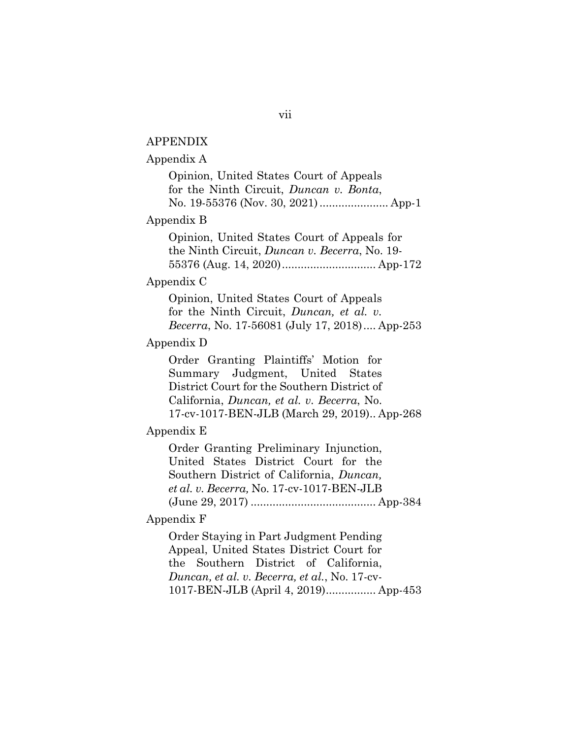## APPENDIX

Appendix A

Opinion, United States Court of Appeals for the Ninth Circuit, *Duncan v. Bonta*, No. 19-55376 (Nov. 30, 2021) ...................... App-1

Appendix B

Opinion, United States Court of Appeals for the Ninth Circuit, *Duncan v. Becerra*, No. 19-55376 (Aug. 14, 2020) .............................. App-172

Appendix C

Opinion, United States Court of Appeals for the Ninth Circuit, *Duncan, et al. v. Becerra*, No. 17-56081 (July 17, 2018) .... App-253

Appendix D

Order Granting Plaintiffs' Motion for Summary Judgment, United States District Court for the Southern District of California, *Duncan, et al. v. Becerra*, No. 17-cv-1017-BEN-JLB (March 29, 2019).. App-268

Appendix E

Order Granting Preliminary Injunction, United States District Court for the Southern District of California, *Duncan, et al. v. Becerra,* No. 17-cv-1017-BEN-JLB (June 29, 2017) ........................................ App-384

Appendix F

Order Staying in Part Judgment Pending Appeal, United States District Court for the Southern District of California, *Duncan, et al. v. Becerra, et al.*, No. 17-cv-1017-BEN-JLB (April 4, 2019)................ App-453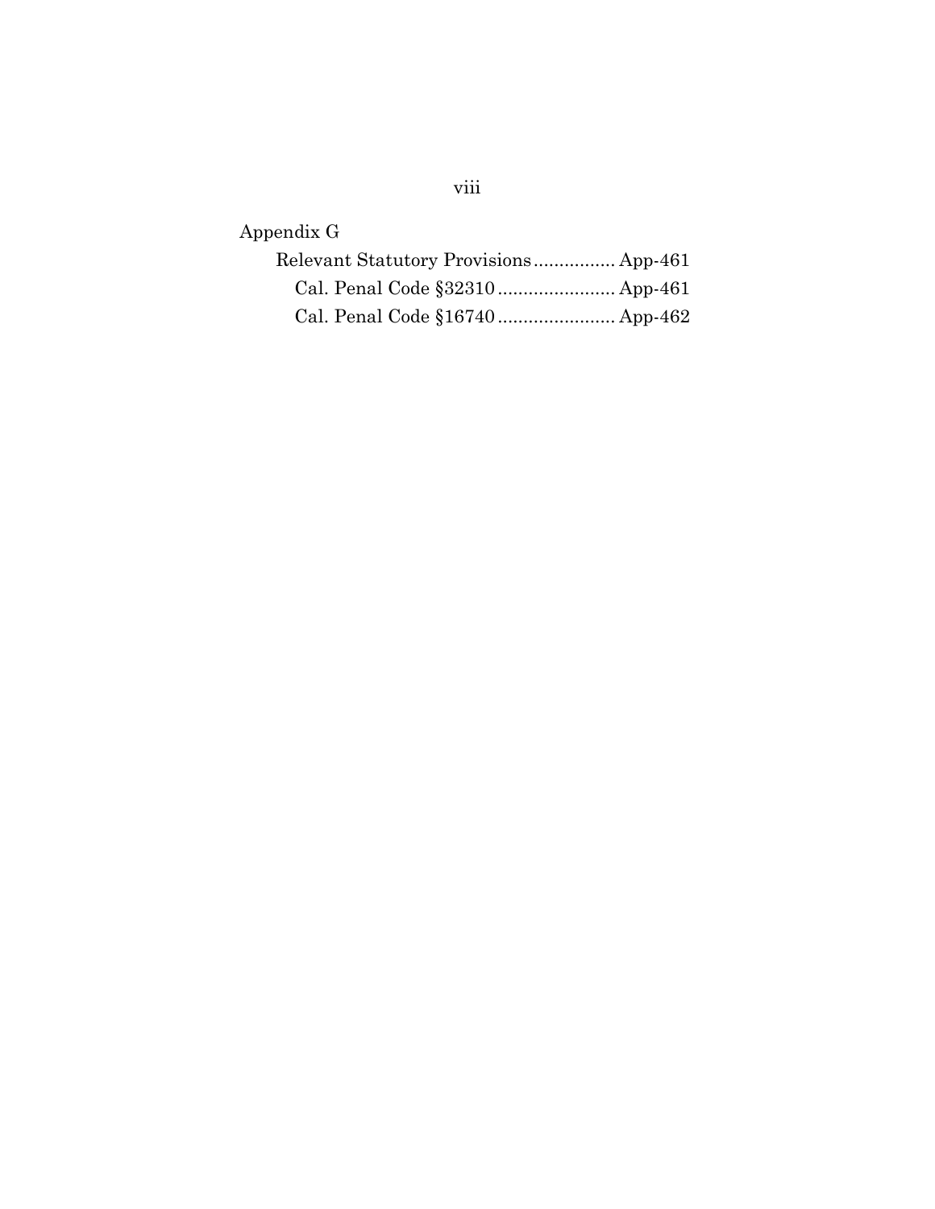Appendix G

Relevant Statutory Provisions ................ App-461

Cal. Penal Code §32310 ....................... App-461

Cal. Penal Code §16740 ....................... App-462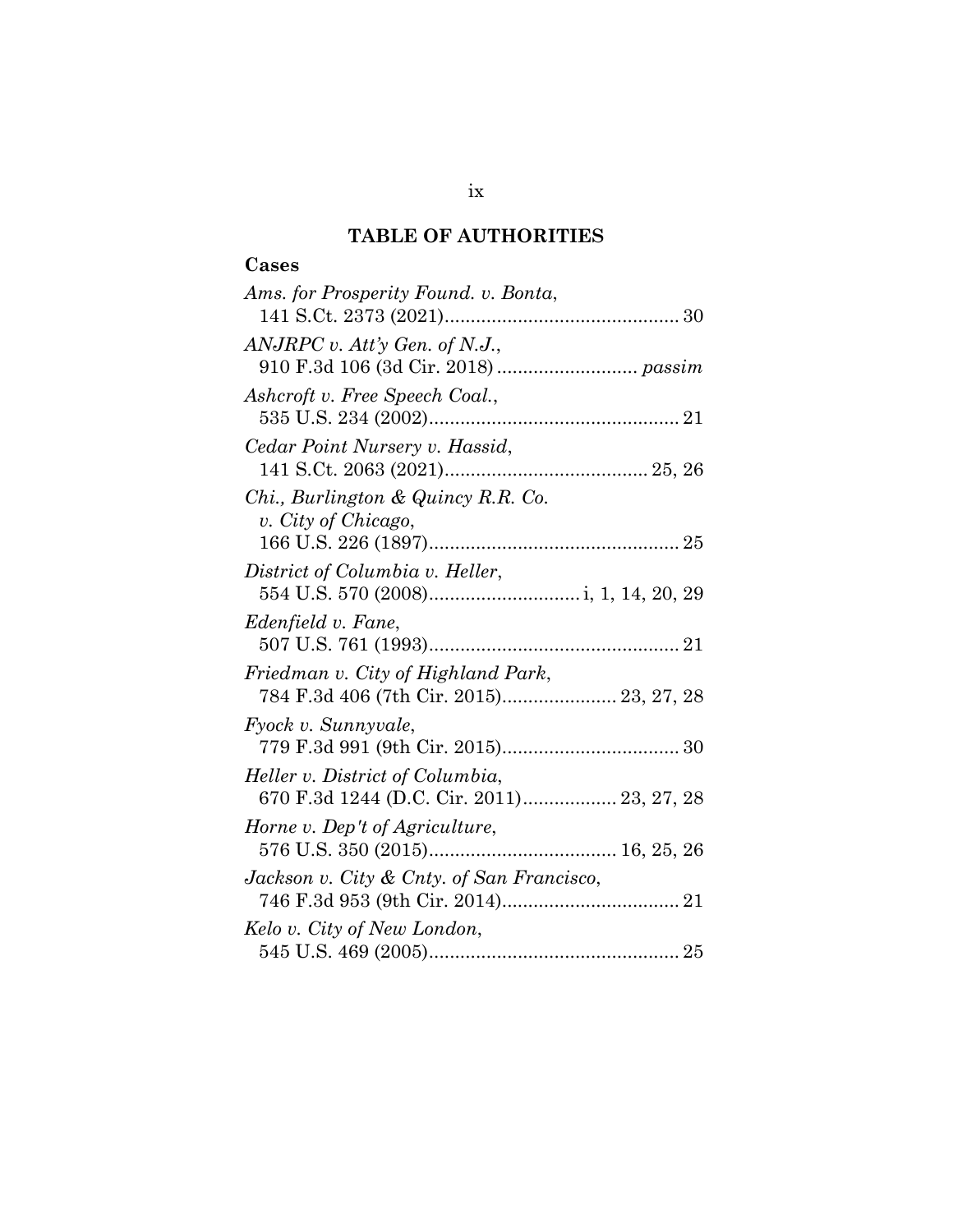## TABLE OF AUTHORITIES

### Cases

*Ams. for Prosperity Found. v. Bonta*,
141 S.Ct. 2373 (2021)............................................ 30

*ANJRPC v. Att'y Gen. of N.J.*,
910 F.3d 106 (3d Cir. 2018) .......................... *passim*

*Ashcroft v. Free Speech Coal.*,
535 U.S. 234 (2002)................................................ 21

*Cedar Point Nursery v. Hassid*,
141 S.Ct. 2063 (2021)....................................... 25, 26

*Chi., Burlington & Quincy R.R. Co. v. City of Chicago*,
166 U.S. 226 (1897)................................................ 25

*District of Columbia v. Heller*,
554 U.S. 570 (2008)............................ i, 1, 14, 20, 29

*Edenfield v. Fane*,
507 U.S. 761 (1993)................................................ 21

*Friedman v. City of Highland Park*,
784 F.3d 406 (7th Cir. 2015)...................... 23, 27, 28

*Fyock v. Sunnyvale*,
779 F.3d 991 (9th Cir. 2015)................................. 30

*Heller v. District of Columbia*,
670 F.3d 1244 (D.C. Cir. 2011).................. 23, 27, 28

*Horne v. Dep't of Agriculture*,
576 U.S. 350 (2015).................................... 16, 25, 26

*Jackson v. City & Cnty. of San Francisco*,
746 F.3d 953 (9th Cir. 2014)................................. 21

*Kelo v. City of New London*,
545 U.S. 469 (2005)................................................ 25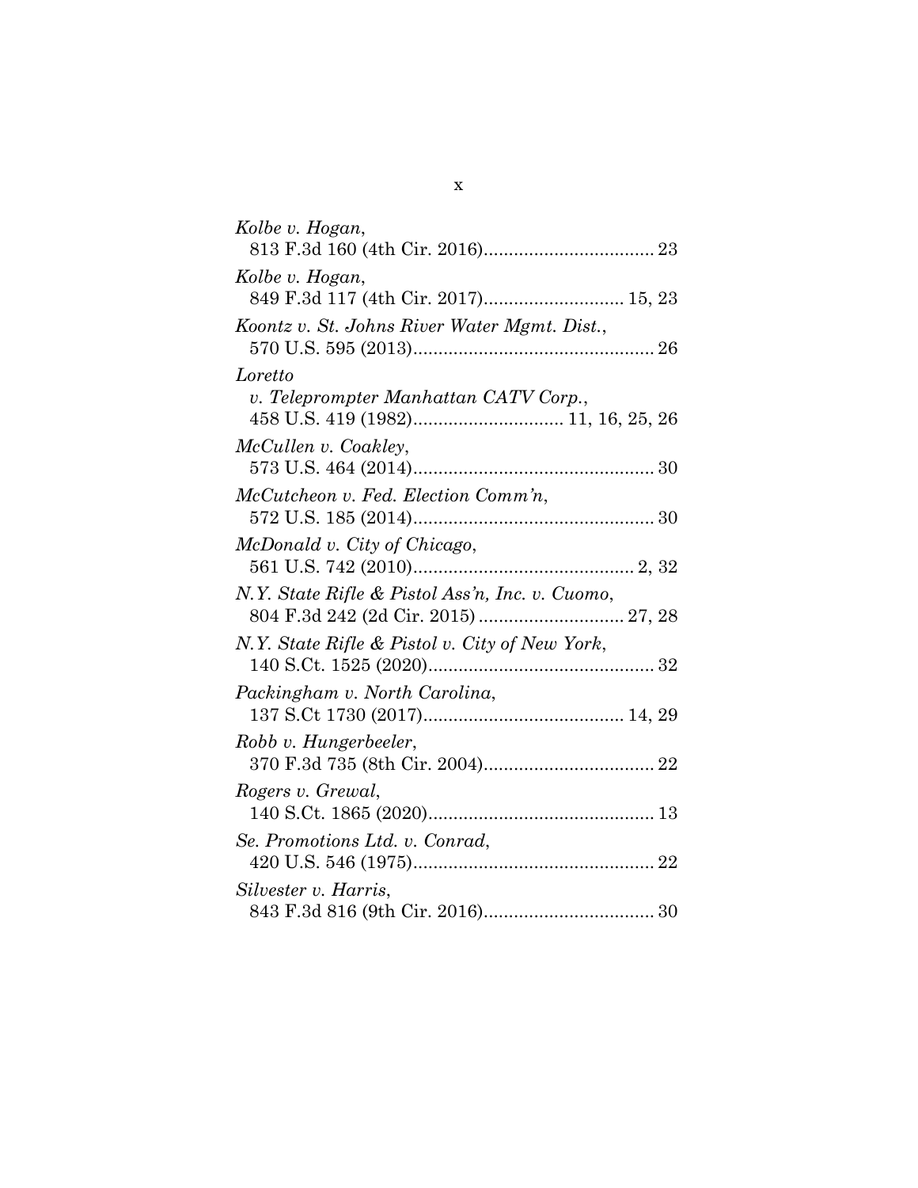*Kolbe v. Hogan*,
813 F.3d 160 (4th Cir. 2016)................................. 23

*Kolbe v. Hogan*,
849 F.3d 117 (4th Cir. 2017)........................... 15, 23

*Koontz v. St. Johns River Water Mgmt. Dist.*,
570 U.S. 595 (2013)................................................ 26

*Loretto v. Teleprompter Manhattan CATV Corp.*,
458 U.S. 419 (1982)............................. 11, 16, 25, 26

*McCullen v. Coakley*,
573 U.S. 464 (2014)................................................ 30

*McCutcheon v. Fed. Election Comm'n*,
572 U.S. 185 (2014)................................................ 30

*McDonald v. City of Chicago*,
561 U.S. 742 (2010)............................................ 2, 32

*N.Y. State Rifle & Pistol Ass'n, Inc. v. Cuomo*,
804 F.3d 242 (2d Cir. 2015) ............................ 27, 28

*N.Y. State Rifle & Pistol v. City of New York*,
140 S.Ct. 1525 (2020)............................................ 32

*Packingham v. North Carolina*,
137 S.Ct 1730 (2017)....................................... 14, 29

*Robb v. Hungerbeeler*,
370 F.3d 735 (8th Cir. 2004)................................. 22

*Rogers v. Grewal*,
140 S.Ct. 1865 (2020)............................................ 13

*Se. Promotions Ltd. v. Conrad*,
420 U.S. 546 (1975)................................................ 22

*Silvester v. Harris*,
843 F.3d 816 (9th Cir. 2016)................................. 30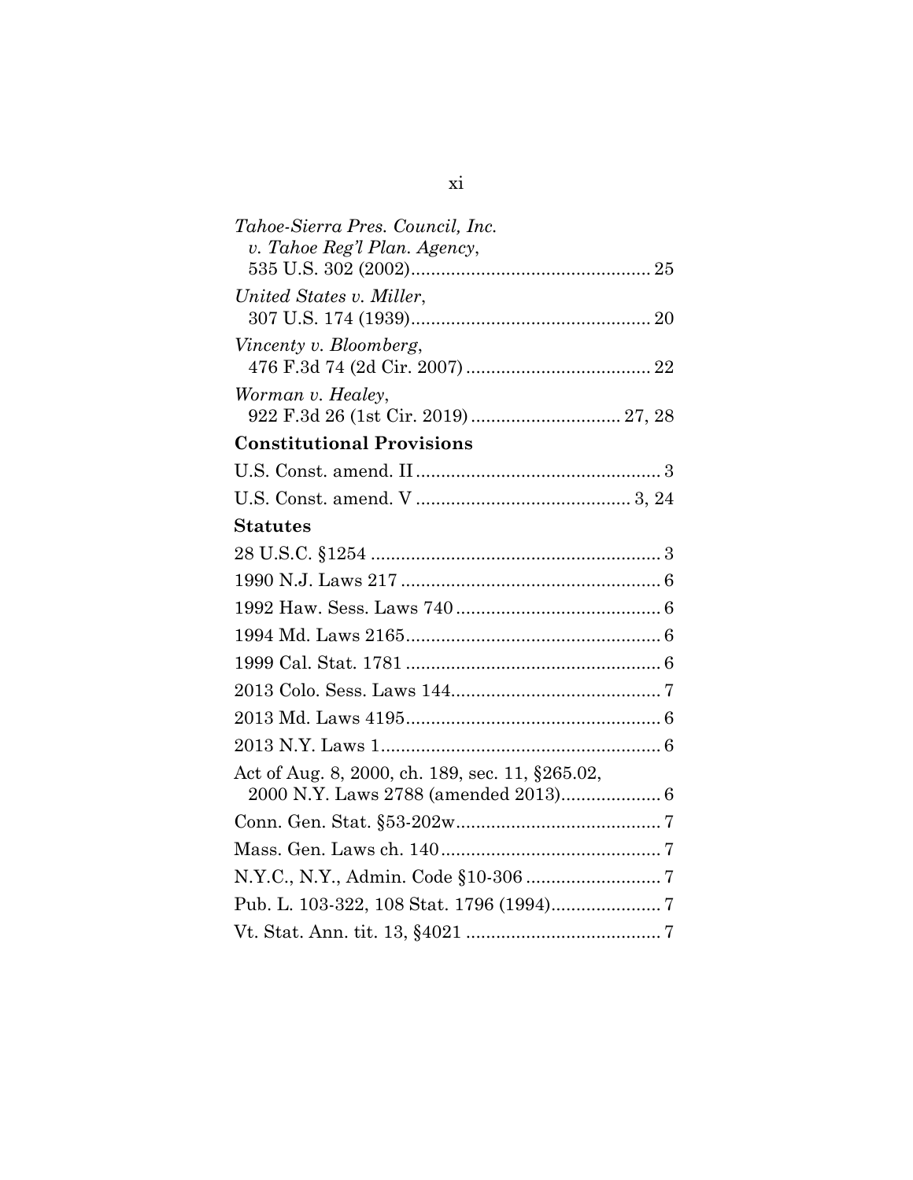*Tahoe-Sierra Pres. Council, Inc. v. Tahoe Reg'l Plan. Agency*, 535 U.S. 302 (2002) ... 25

*United States v. Miller*, 307 U.S. 174 (1939) ... 20

*Vincenty v. Bloomberg*, 476 F.3d 74 (2d Cir. 2007) ... 22

*Worman v. Healey*, 922 F.3d 26 (1st Cir. 2019) ... 27, 28

**Constitutional Provisions**

U.S. Const. amend. II ... 3

U.S. Const. amend. V ... 3, 24

**Statutes**

28 U.S.C. §1254 ... 3

1990 N.J. Laws 217 ... 6

1992 Haw. Sess. Laws 740 ... 6

1994 Md. Laws 2165 ... 6

1999 Cal. Stat. 1781 ... 6

2013 Colo. Sess. Laws 144 ... 7

2013 Md. Laws 4195 ... 6

2013 N.Y. Laws 1 ... 6

Act of Aug. 8, 2000, ch. 189, sec. 11, §265.02, 2000 N.Y. Laws 2788 (amended 2013) ... 6

Conn. Gen. Stat. §53-202w ... 7

Mass. Gen. Laws ch. 140 ... 7

N.Y.C., N.Y., Admin. Code §10-306 ... 7

Pub. L. 103-322, 108 Stat. 1796 (1994) ... 7

Vt. Stat. Ann. tit. 13, §4021 ... 7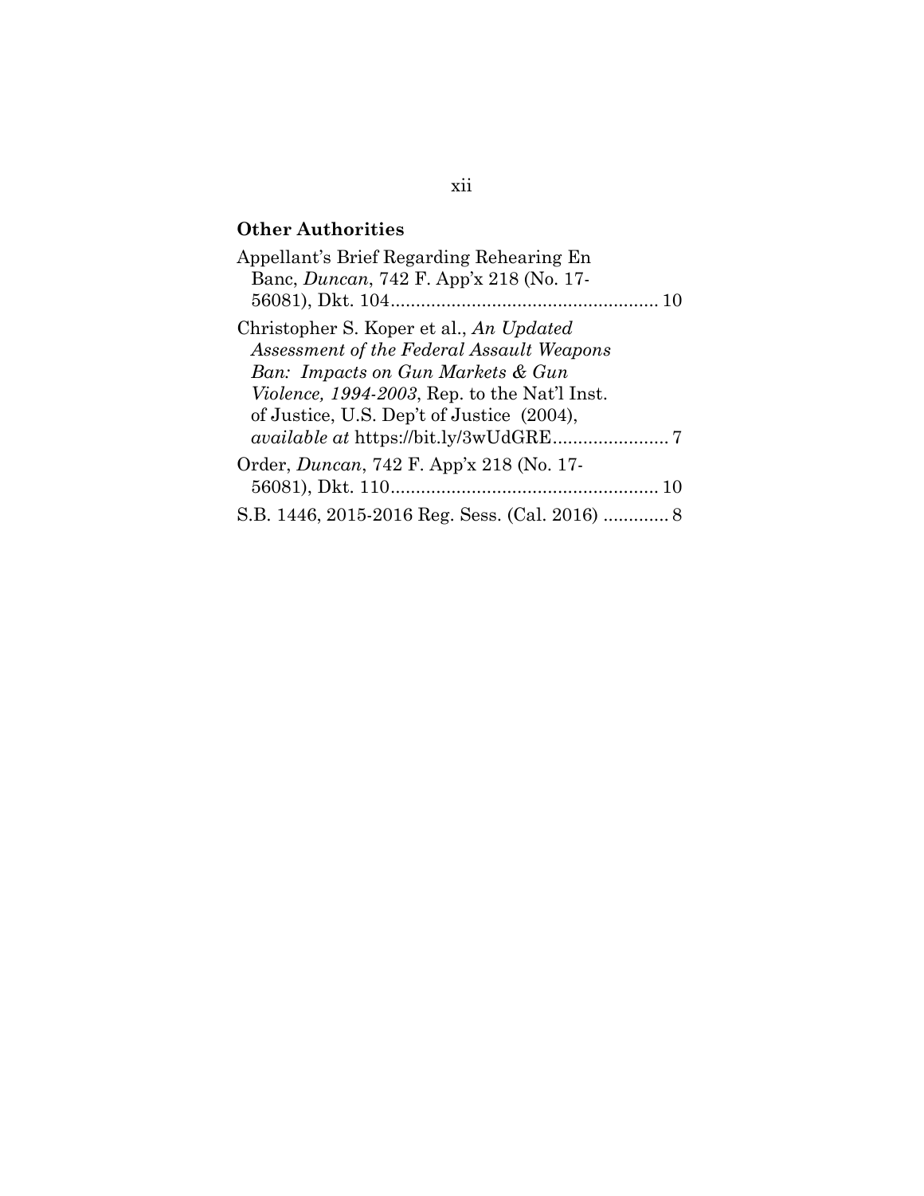## Other Authorities

Appellant's Brief Regarding Rehearing En Banc, *Duncan*, 742 F. App'x 218 (No. 17-56081), Dkt. 104 .................................................... 10

Christopher S. Koper et al., *An Updated Assessment of the Federal Assault Weapons Ban: Impacts on Gun Markets & Gun Violence, 1994-2003*, Rep. to the Nat'l Inst. of Justice, U.S. Dep't of Justice (2004), *available at* https://bit.ly/3wUdGRE ....................... 7

Order, *Duncan*, 742 F. App'x 218 (No. 17-56081), Dkt. 110 .................................................... 10

S.B. 1446, 2015-2016 Reg. Sess. (Cal. 2016) ............. 8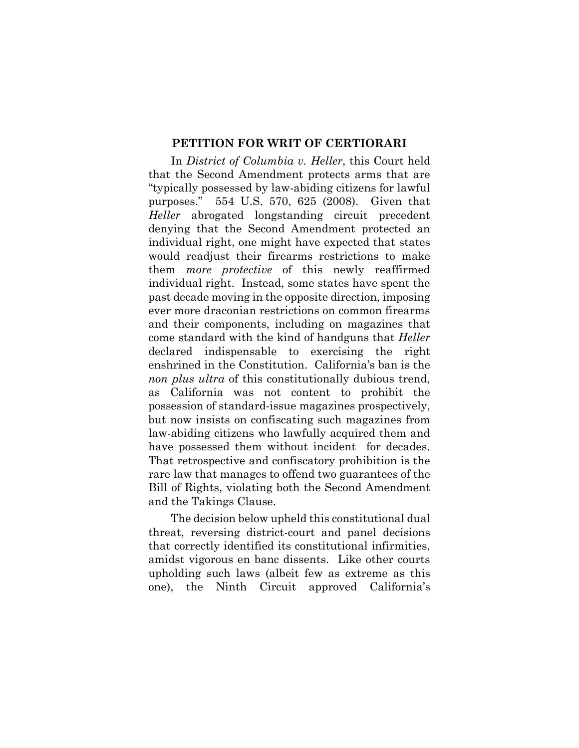## PETITION FOR WRIT OF CERTIORARI

In *District of Columbia v. Heller*, this Court held that the Second Amendment protects arms that are "typically possessed by law-abiding citizens for lawful purposes." 554 U.S. 570, 625 (2008). Given that *Heller* abrogated longstanding circuit precedent denying that the Second Amendment protected an individual right, one might have expected that states would readjust their firearms restrictions to make them *more protective* of this newly reaffirmed individual right. Instead, some states have spent the past decade moving in the opposite direction, imposing ever more draconian restrictions on common firearms and their components, including on magazines that come standard with the kind of handguns that *Heller* declared indispensable to exercising the right enshrined in the Constitution. California's ban is the *non plus ultra* of this constitutionally dubious trend, as California was not content to prohibit the possession of standard-issue magazines prospectively, but now insists on confiscating such magazines from law-abiding citizens who lawfully acquired them and have possessed them without incident for decades. That retrospective and confiscatory prohibition is the rare law that manages to offend two guarantees of the Bill of Rights, violating both the Second Amendment and the Takings Clause.

The decision below upheld this constitutional dual threat, reversing district-court and panel decisions that correctly identified its constitutional infirmities, amidst vigorous en banc dissents. Like other courts upholding such laws (albeit few as extreme as this one), the Ninth Circuit approved California's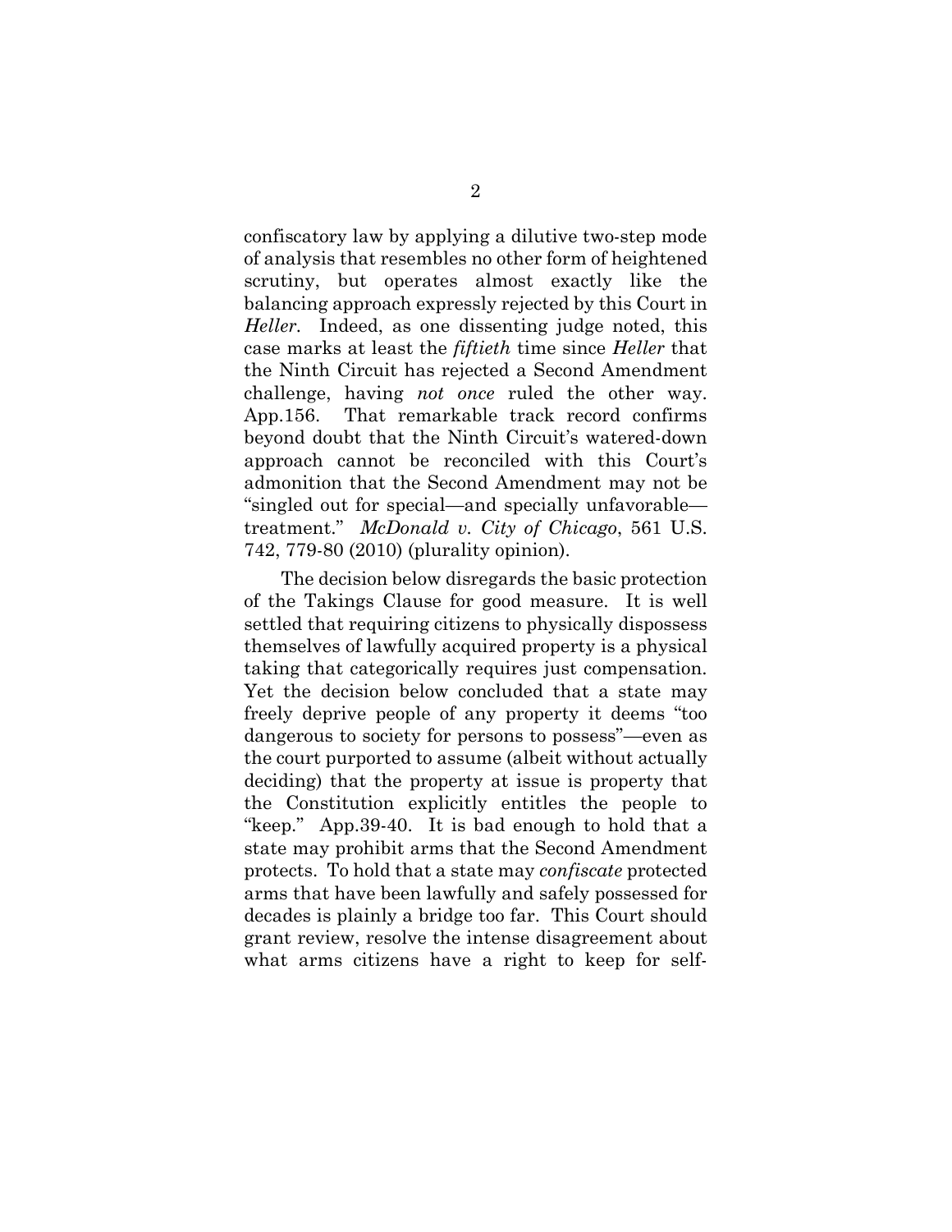confiscatory law by applying a dilutive two-step mode of analysis that resembles no other form of heightened scrutiny, but operates almost exactly like the balancing approach expressly rejected by this Court in *Heller*. Indeed, as one dissenting judge noted, this case marks at least the *fiftieth* time since *Heller* that the Ninth Circuit has rejected a Second Amendment challenge, having *not once* ruled the other way. App.156. That remarkable track record confirms beyond doubt that the Ninth Circuit's watered-down approach cannot be reconciled with this Court's admonition that the Second Amendment may not be "singled out for special—and specially unfavorable—treatment." *McDonald v. City of Chicago*, 561 U.S. 742, 779-80 (2010) (plurality opinion).

The decision below disregards the basic protection of the Takings Clause for good measure. It is well settled that requiring citizens to physically dispossess themselves of lawfully acquired property is a physical taking that categorically requires just compensation. Yet the decision below concluded that a state may freely deprive people of any property it deems "too dangerous to society for persons to possess"—even as the court purported to assume (albeit without actually deciding) that the property at issue is property that the Constitution explicitly entitles the people to "keep." App.39-40. It is bad enough to hold that a state may prohibit arms that the Second Amendment protects. To hold that a state may *confiscate* protected arms that have been lawfully and safely possessed for decades is plainly a bridge too far. This Court should grant review, resolve the intense disagreement about what arms citizens have a right to keep for self-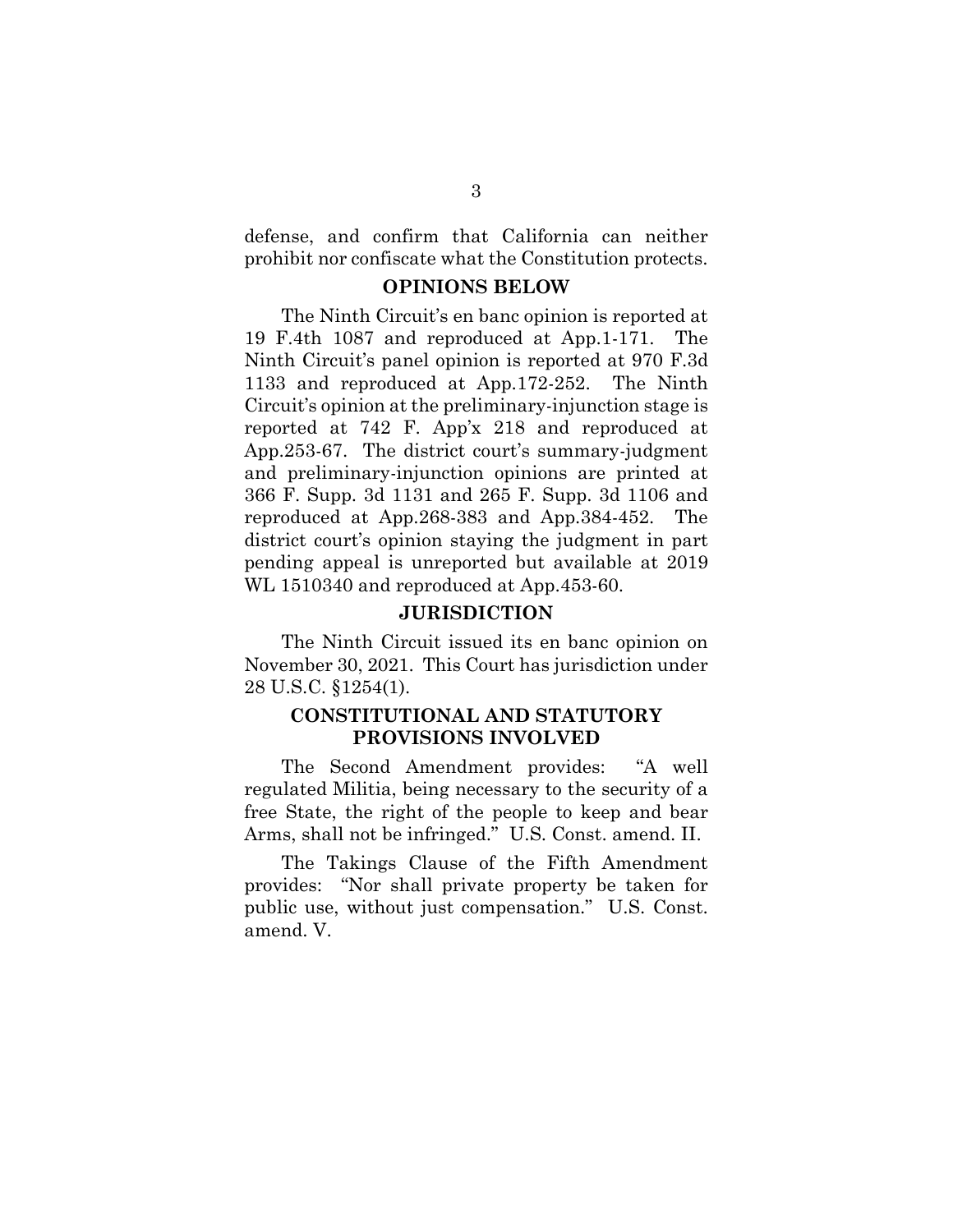defense, and confirm that California can neither prohibit nor confiscate what the Constitution protects.

## OPINIONS BELOW

The Ninth Circuit's en banc opinion is reported at 19 F.4th 1087 and reproduced at App.1-171. The Ninth Circuit's panel opinion is reported at 970 F.3d 1133 and reproduced at App.172-252. The Ninth Circuit's opinion at the preliminary-injunction stage is reported at 742 F. App'x 218 and reproduced at App.253-67. The district court's summary-judgment and preliminary-injunction opinions are printed at 366 F. Supp. 3d 1131 and 265 F. Supp. 3d 1106 and reproduced at App.268-383 and App.384-452. The district court's opinion staying the judgment in part pending appeal is unreported but available at 2019 WL 1510340 and reproduced at App.453-60.

## JURISDICTION

The Ninth Circuit issued its en banc opinion on November 30, 2021. This Court has jurisdiction under 28 U.S.C. §1254(1).

## CONSTITUTIONAL AND STATUTORY PROVISIONS INVOLVED

The Second Amendment provides: "A well regulated Militia, being necessary to the security of a free State, the right of the people to keep and bear Arms, shall not be infringed." U.S. Const. amend. II.

The Takings Clause of the Fifth Amendment provides: "Nor shall private property be taken for public use, without just compensation." U.S. Const. amend. V.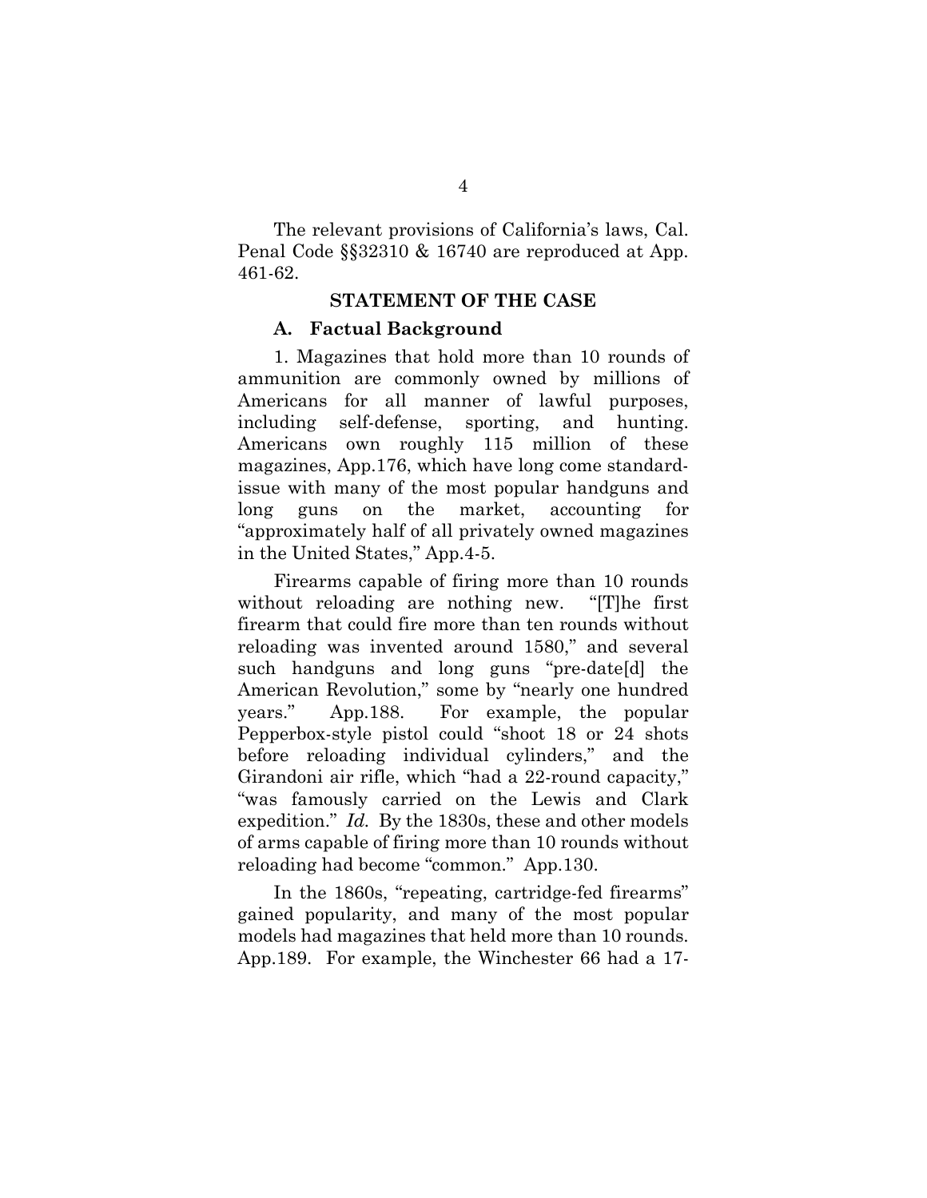The relevant provisions of California's laws, Cal. Penal Code §§32310 & 16740 are reproduced at App. 461-62.

## STATEMENT OF THE CASE

### A. Factual Background

1. Magazines that hold more than 10 rounds of ammunition are commonly owned by millions of Americans for all manner of lawful purposes, including self-defense, sporting, and hunting. Americans own roughly 115 million of these magazines, App.176, which have long come standard-issue with many of the most popular handguns and long guns on the market, accounting for "approximately half of all privately owned magazines in the United States," App.4-5.

Firearms capable of firing more than 10 rounds without reloading are nothing new. "[T]he first firearm that could fire more than ten rounds without reloading was invented around 1580," and several such handguns and long guns "pre-date[d] the American Revolution," some by "nearly one hundred years." App.188. For example, the popular Pepperbox-style pistol could "shoot 18 or 24 shots before reloading individual cylinders," and the Girandoni air rifle, which "had a 22-round capacity," "was famously carried on the Lewis and Clark expedition." *Id.* By the 1830s, these and other models of arms capable of firing more than 10 rounds without reloading had become "common." App.130.

In the 1860s, "repeating, cartridge-fed firearms" gained popularity, and many of the most popular models had magazines that held more than 10 rounds. App.189. For example, the Winchester 66 had a 17-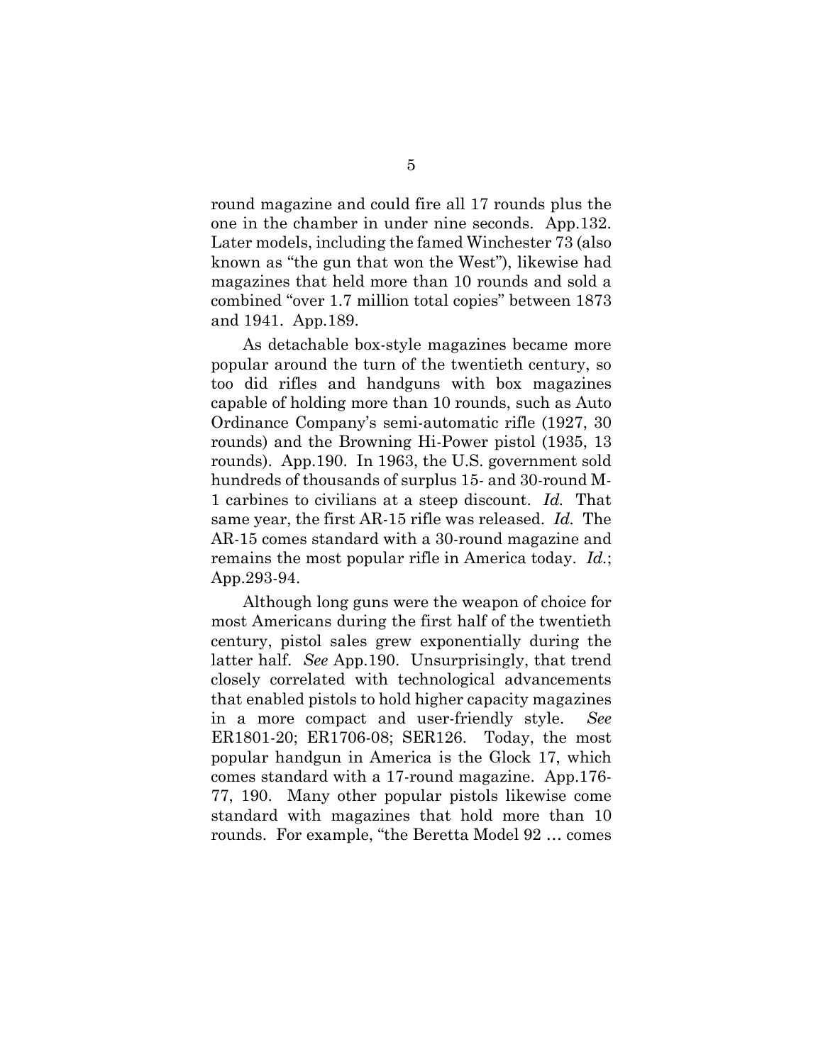round magazine and could fire all 17 rounds plus the one in the chamber in under nine seconds. App.132. Later models, including the famed Winchester 73 (also known as "the gun that won the West"), likewise had magazines that held more than 10 rounds and sold a combined "over 1.7 million total copies" between 1873 and 1941. App.189.

As detachable box-style magazines became more popular around the turn of the twentieth century, so too did rifles and handguns with box magazines capable of holding more than 10 rounds, such as Auto Ordinance Company's semi-automatic rifle (1927, 30 rounds) and the Browning Hi-Power pistol (1935, 13 rounds). App.190. In 1963, the U.S. government sold hundreds of thousands of surplus 15- and 30-round M-1 carbines to civilians at a steep discount. *Id.* That same year, the first AR-15 rifle was released. *Id.* The AR-15 comes standard with a 30-round magazine and remains the most popular rifle in America today. *Id.*; App.293-94.

Although long guns were the weapon of choice for most Americans during the first half of the twentieth century, pistol sales grew exponentially during the latter half. *See* App.190. Unsurprisingly, that trend closely correlated with technological advancements that enabled pistols to hold higher capacity magazines in a more compact and user-friendly style. *See* ER1801-20; ER1706-08; SER126. Today, the most popular handgun in America is the Glock 17, which comes standard with a 17-round magazine. App.176-77, 190. Many other popular pistols likewise come standard with magazines that hold more than 10 rounds. For example, "the Beretta Model 92 … comes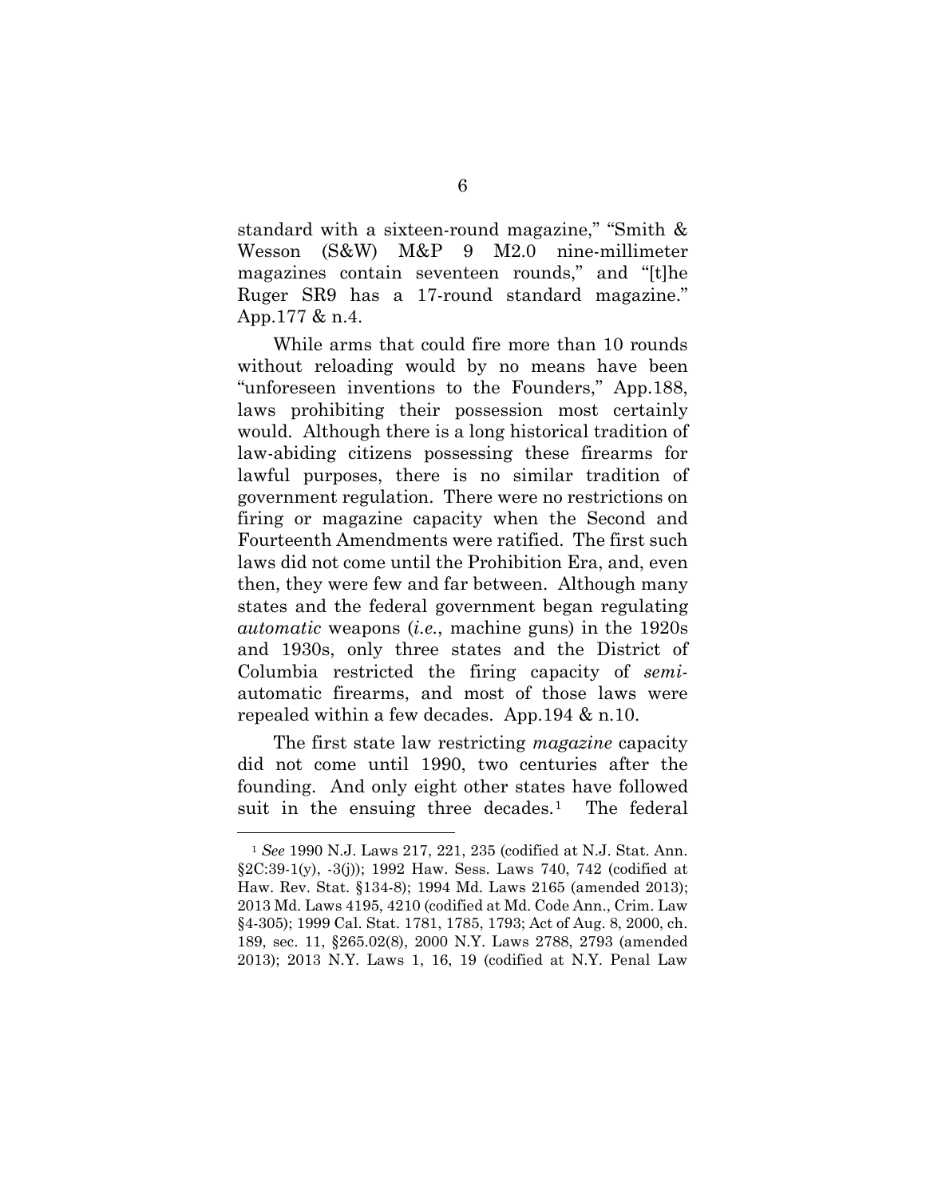standard with a sixteen-round magazine," "Smith & Wesson (S&W) M&P 9 M2.0 nine-millimeter magazines contain seventeen rounds," and "[t]he Ruger SR9 has a 17-round standard magazine." App.177 & n.4.

While arms that could fire more than 10 rounds without reloading would by no means have been "unforeseen inventions to the Founders," App.188, laws prohibiting their possession most certainly would. Although there is a long historical tradition of law-abiding citizens possessing these firearms for lawful purposes, there is no similar tradition of government regulation. There were no restrictions on firing or magazine capacity when the Second and Fourteenth Amendments were ratified. The first such laws did not come until the Prohibition Era, and, even then, they were few and far between. Although many states and the federal government began regulating *automatic* weapons (*i.e.*, machine guns) in the 1920s and 1930s, only three states and the District of Columbia restricted the firing capacity of *semi*-automatic firearms, and most of those laws were repealed within a few decades. App.194 & n.10.

The first state law restricting *magazine* capacity did not come until 1990, two centuries after the founding. And only eight other states have followed suit in the ensuing three decades.[1] The federal

---

[1] *See* 1990 N.J. Laws 217, 221, 235 (codified at N.J. Stat. Ann. §2C:39-1(y), -3(j)); 1992 Haw. Sess. Laws 740, 742 (codified at Haw. Rev. Stat. §134-8); 1994 Md. Laws 2165 (amended 2013); 2013 Md. Laws 4195, 4210 (codified at Md. Code Ann., Crim. Law §4-305); 1999 Cal. Stat. 1781, 1785, 1793; Act of Aug. 8, 2000, ch. 189, sec. 11, §265.02(8), 2000 N.Y. Laws 2788, 2793 (amended 2013); 2013 N.Y. Laws 1, 16, 19 (codified at N.Y. Penal Law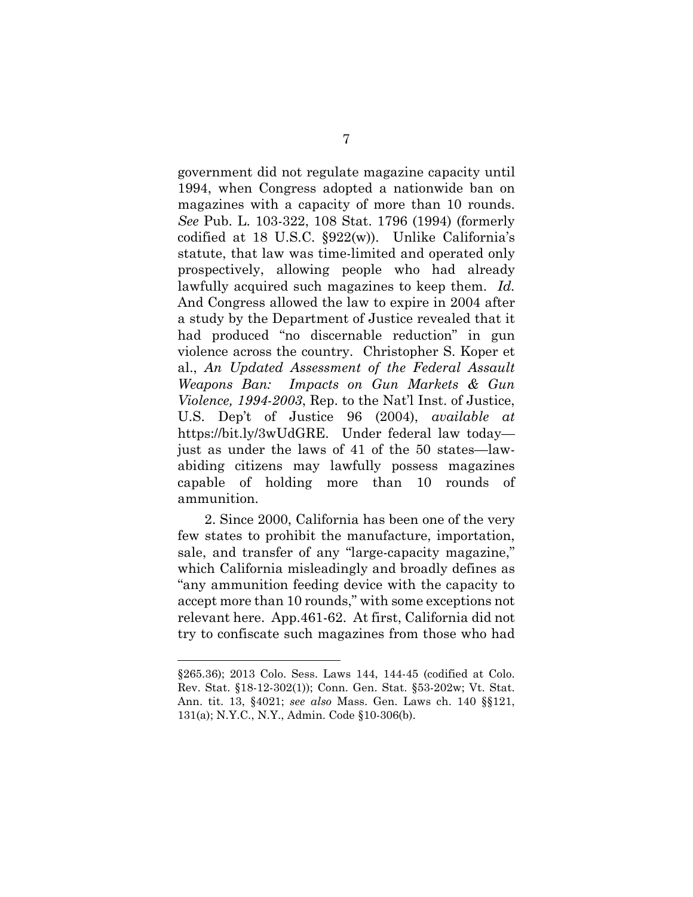government did not regulate magazine capacity until 1994, when Congress adopted a nationwide ban on magazines with a capacity of more than 10 rounds. *See* Pub. L. 103-322, 108 Stat. 1796 (1994) (formerly codified at 18 U.S.C. §922(w)). Unlike California's statute, that law was time-limited and operated only prospectively, allowing people who had already lawfully acquired such magazines to keep them. *Id.* And Congress allowed the law to expire in 2004 after a study by the Department of Justice revealed that it had produced "no discernable reduction" in gun violence across the country. Christopher S. Koper et al., *An Updated Assessment of the Federal Assault Weapons Ban: Impacts on Gun Markets & Gun Violence, 1994-2003*, Rep. to the Nat'l Inst. of Justice, U.S. Dep't of Justice 96 (2004), *available at* https://bit.ly/3wUdGRE. Under federal law today—just as under the laws of 41 of the 50 states—law-abiding citizens may lawfully possess magazines capable of holding more than 10 rounds of ammunition.

2. Since 2000, California has been one of the very few states to prohibit the manufacture, importation, sale, and transfer of any "large-capacity magazine," which California misleadingly and broadly defines as "any ammunition feeding device with the capacity to accept more than 10 rounds," with some exceptions not relevant here. App.461-62. At first, California did not try to confiscate such magazines from those who had

---

§265.36); 2013 Colo. Sess. Laws 144, 144-45 (codified at Colo. Rev. Stat. §18-12-302(1)); Conn. Gen. Stat. §53-202w; Vt. Stat. Ann. tit. 13, §4021; *see also* Mass. Gen. Laws ch. 140 §§121, 131(a); N.Y.C., N.Y., Admin. Code §10-306(b).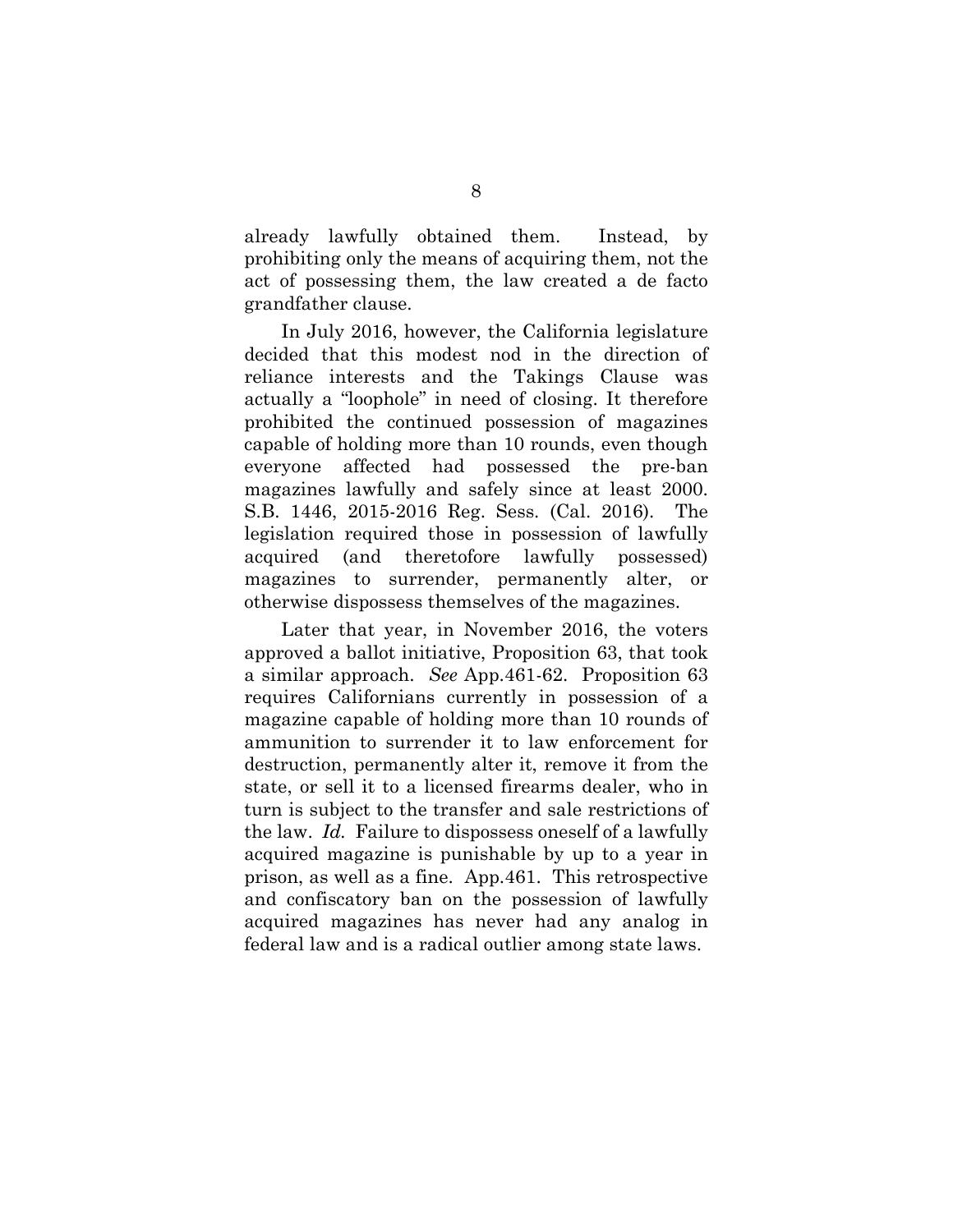already lawfully obtained them. Instead, by prohibiting only the means of acquiring them, not the act of possessing them, the law created a de facto grandfather clause.

In July 2016, however, the California legislature decided that this modest nod in the direction of reliance interests and the Takings Clause was actually a "loophole" in need of closing. It therefore prohibited the continued possession of magazines capable of holding more than 10 rounds, even though everyone affected had possessed the pre-ban magazines lawfully and safely since at least 2000. S.B. 1446, 2015-2016 Reg. Sess. (Cal. 2016). The legislation required those in possession of lawfully acquired (and theretofore lawfully possessed) magazines to surrender, permanently alter, or otherwise dispossess themselves of the magazines.

Later that year, in November 2016, the voters approved a ballot initiative, Proposition 63, that took a similar approach. *See* App.461-62. Proposition 63 requires Californians currently in possession of a magazine capable of holding more than 10 rounds of ammunition to surrender it to law enforcement for destruction, permanently alter it, remove it from the state, or sell it to a licensed firearms dealer, who in turn is subject to the transfer and sale restrictions of the law. *Id.* Failure to dispossess oneself of a lawfully acquired magazine is punishable by up to a year in prison, as well as a fine. App.461. This retrospective and confiscatory ban on the possession of lawfully acquired magazines has never had any analog in federal law and is a radical outlier among state laws.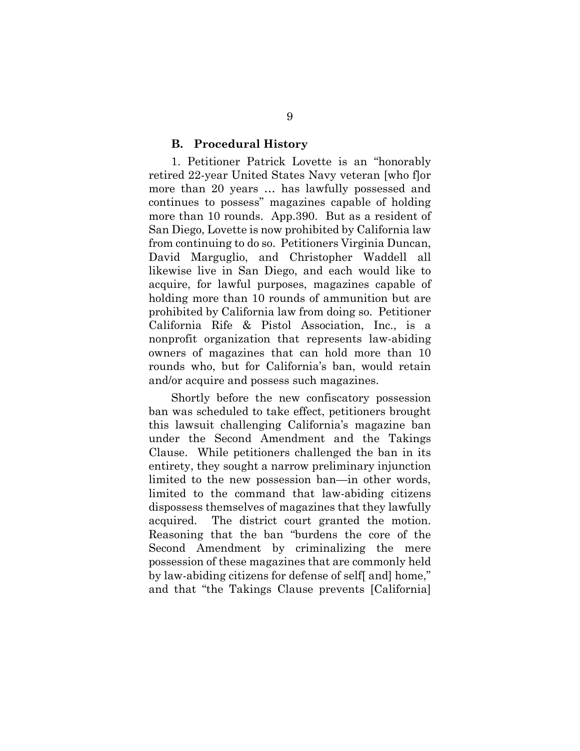### B. Procedural History

1. Petitioner Patrick Lovette is an "honorably retired 22-year United States Navy veteran [who f]or more than 20 years … has lawfully possessed and continues to possess" magazines capable of holding more than 10 rounds. App.390. But as a resident of San Diego, Lovette is now prohibited by California law from continuing to do so. Petitioners Virginia Duncan, David Marguglio, and Christopher Waddell all likewise live in San Diego, and each would like to acquire, for lawful purposes, magazines capable of holding more than 10 rounds of ammunition but are prohibited by California law from doing so. Petitioner California Rife & Pistol Association, Inc., is a nonprofit organization that represents law-abiding owners of magazines that can hold more than 10 rounds who, but for California's ban, would retain and/or acquire and possess such magazines.

Shortly before the new confiscatory possession ban was scheduled to take effect, petitioners brought this lawsuit challenging California's magazine ban under the Second Amendment and the Takings Clause. While petitioners challenged the ban in its entirety, they sought a narrow preliminary injunction limited to the new possession ban—in other words, limited to the command that law-abiding citizens dispossess themselves of magazines that they lawfully acquired. The district court granted the motion. Reasoning that the ban "burdens the core of the Second Amendment by criminalizing the mere possession of these magazines that are commonly held by law-abiding citizens for defense of self[ and] home," and that "the Takings Clause prevents [California]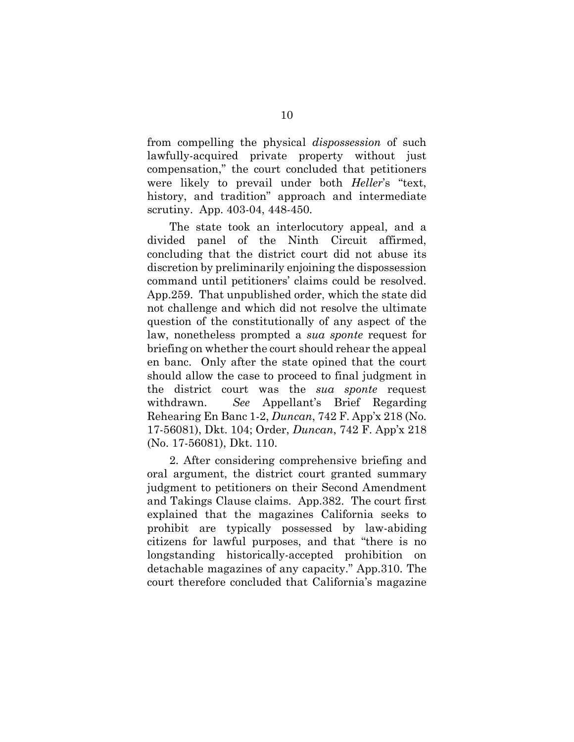from compelling the physical *dispossession* of such lawfully-acquired private property without just compensation," the court concluded that petitioners were likely to prevail under both *Heller*'s "text, history, and tradition" approach and intermediate scrutiny. App. 403-04, 448-450.

The state took an interlocutory appeal, and a divided panel of the Ninth Circuit affirmed, concluding that the district court did not abuse its discretion by preliminarily enjoining the dispossession command until petitioners' claims could be resolved. App.259. That unpublished order, which the state did not challenge and which did not resolve the ultimate question of the constitutionally of any aspect of the law, nonetheless prompted a *sua sponte* request for briefing on whether the court should rehear the appeal en banc. Only after the state opined that the court should allow the case to proceed to final judgment in the district court was the *sua sponte* request withdrawn. *See* Appellant's Brief Regarding Rehearing En Banc 1-2, *Duncan*, 742 F. App'x 218 (No. 17-56081), Dkt. 104; Order, *Duncan*, 742 F. App'x 218 (No. 17-56081), Dkt. 110.

2. After considering comprehensive briefing and oral argument, the district court granted summary judgment to petitioners on their Second Amendment and Takings Clause claims. App.382. The court first explained that the magazines California seeks to prohibit are typically possessed by law-abiding citizens for lawful purposes, and that "there is no longstanding historically-accepted prohibition on detachable magazines of any capacity." App.310. The court therefore concluded that California's magazine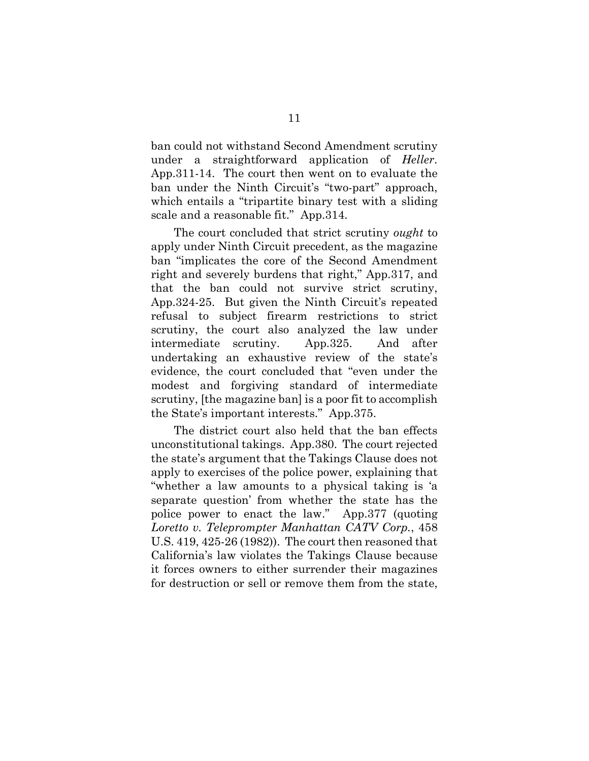ban could not withstand Second Amendment scrutiny under a straightforward application of *Heller*. App.311-14. The court then went on to evaluate the ban under the Ninth Circuit's "two-part" approach, which entails a "tripartite binary test with a sliding scale and a reasonable fit." App.314.

The court concluded that strict scrutiny *ought* to apply under Ninth Circuit precedent, as the magazine ban "implicates the core of the Second Amendment right and severely burdens that right," App.317, and that the ban could not survive strict scrutiny, App.324-25. But given the Ninth Circuit's repeated refusal to subject firearm restrictions to strict scrutiny, the court also analyzed the law under intermediate scrutiny. App.325. And after undertaking an exhaustive review of the state's evidence, the court concluded that "even under the modest and forgiving standard of intermediate scrutiny, [the magazine ban] is a poor fit to accomplish the State's important interests." App.375.

The district court also held that the ban effects unconstitutional takings. App.380. The court rejected the state's argument that the Takings Clause does not apply to exercises of the police power, explaining that "whether a law amounts to a physical taking is 'a separate question' from whether the state has the police power to enact the law." App.377 (quoting *Loretto v. Teleprompter Manhattan CATV Corp.*, 458 U.S. 419, 425-26 (1982)). The court then reasoned that California's law violates the Takings Clause because it forces owners to either surrender their magazines for destruction or sell or remove them from the state,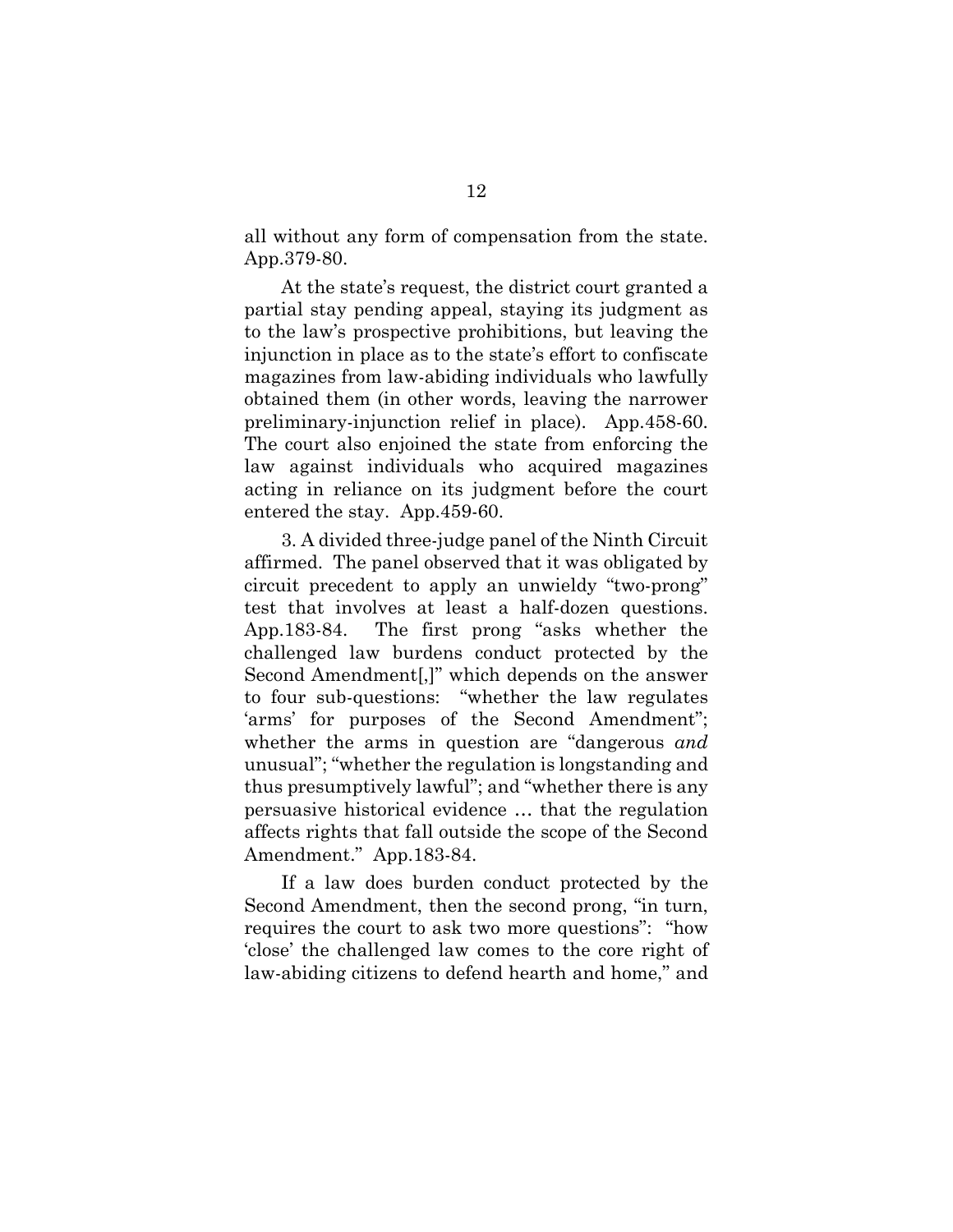all without any form of compensation from the state. App.379-80.

At the state's request, the district court granted a partial stay pending appeal, staying its judgment as to the law's prospective prohibitions, but leaving the injunction in place as to the state's effort to confiscate magazines from law-abiding individuals who lawfully obtained them (in other words, leaving the narrower preliminary-injunction relief in place). App.458-60. The court also enjoined the state from enforcing the law against individuals who acquired magazines acting in reliance on its judgment before the court entered the stay. App.459-60.

3. A divided three-judge panel of the Ninth Circuit affirmed. The panel observed that it was obligated by circuit precedent to apply an unwieldy "two-prong" test that involves at least a half-dozen questions. App.183-84. The first prong "asks whether the challenged law burdens conduct protected by the Second Amendment[,]" which depends on the answer to four sub-questions: "whether the law regulates 'arms' for purposes of the Second Amendment"; whether the arms in question are "dangerous *and* unusual"; "whether the regulation is longstanding and thus presumptively lawful"; and "whether there is any persuasive historical evidence … that the regulation affects rights that fall outside the scope of the Second Amendment." App.183-84.

If a law does burden conduct protected by the Second Amendment, then the second prong, "in turn, requires the court to ask two more questions": "how 'close' the challenged law comes to the core right of law-abiding citizens to defend hearth and home," and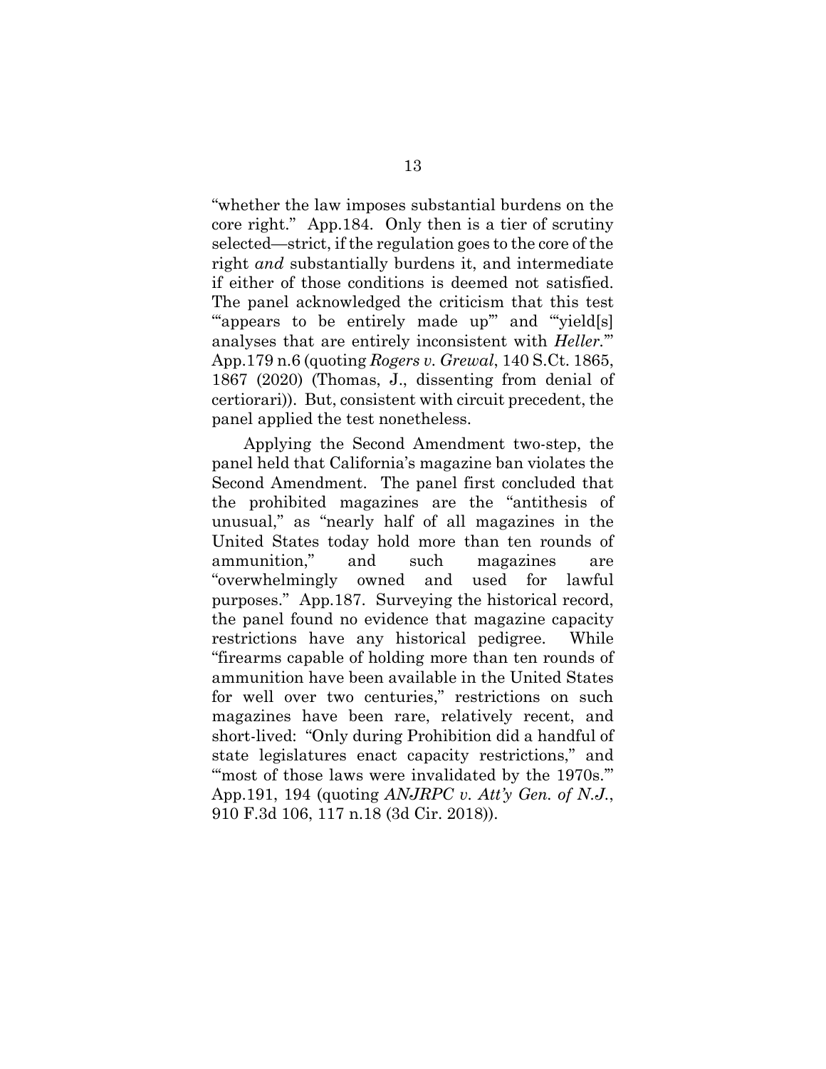"whether the law imposes substantial burdens on the core right." App.184. Only then is a tier of scrutiny selected—strict, if the regulation goes to the core of the right *and* substantially burdens it, and intermediate if either of those conditions is deemed not satisfied. The panel acknowledged the criticism that this test "'appears to be entirely made up'" and "'yield[s] analyses that are entirely inconsistent with *Heller*.'" App.179 n.6 (quoting *Rogers v. Grewal*, 140 S.Ct. 1865, 1867 (2020) (Thomas, J., dissenting from denial of certiorari)). But, consistent with circuit precedent, the panel applied the test nonetheless.

Applying the Second Amendment two-step, the panel held that California's magazine ban violates the Second Amendment. The panel first concluded that the prohibited magazines are the "antithesis of unusual," as "nearly half of all magazines in the United States today hold more than ten rounds of ammunition," and such magazines are "overwhelmingly owned and used for lawful purposes." App.187. Surveying the historical record, the panel found no evidence that magazine capacity restrictions have any historical pedigree. While "firearms capable of holding more than ten rounds of ammunition have been available in the United States for well over two centuries," restrictions on such magazines have been rare, relatively recent, and short-lived: "Only during Prohibition did a handful of state legislatures enact capacity restrictions," and "'most of those laws were invalidated by the 1970s.'" App.191, 194 (quoting *ANJRPC v. Att'y Gen. of N.J.*, 910 F.3d 106, 117 n.18 (3d Cir. 2018)).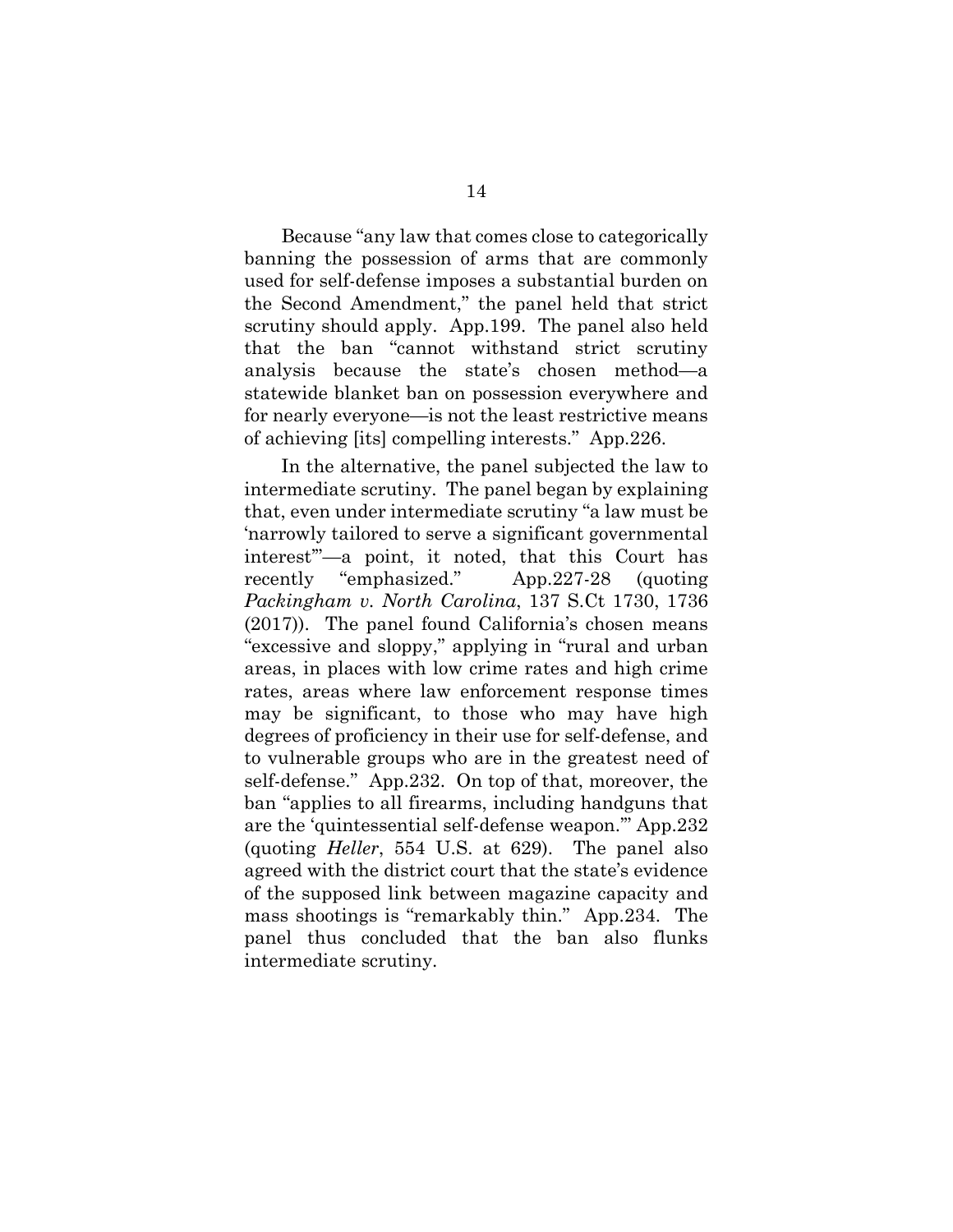Because "any law that comes close to categorically banning the possession of arms that are commonly used for self-defense imposes a substantial burden on the Second Amendment," the panel held that strict scrutiny should apply. App.199. The panel also held that the ban "cannot withstand strict scrutiny analysis because the state's chosen method—a statewide blanket ban on possession everywhere and for nearly everyone—is not the least restrictive means of achieving [its] compelling interests." App.226.

In the alternative, the panel subjected the law to intermediate scrutiny. The panel began by explaining that, even under intermediate scrutiny "a law must be 'narrowly tailored to serve a significant governmental interest'"—a point, it noted, that this Court has recently "emphasized." App.227-28 (quoting *Packingham v. North Carolina*, 137 S.Ct 1730, 1736 (2017)). The panel found California's chosen means "excessive and sloppy," applying in "rural and urban areas, in places with low crime rates and high crime rates, areas where law enforcement response times may be significant, to those who may have high degrees of proficiency in their use for self-defense, and to vulnerable groups who are in the greatest need of self-defense." App.232. On top of that, moreover, the ban "applies to all firearms, including handguns that are the 'quintessential self-defense weapon.'" App.232 (quoting *Heller*, 554 U.S. at 629). The panel also agreed with the district court that the state's evidence of the supposed link between magazine capacity and mass shootings is "remarkably thin." App.234. The panel thus concluded that the ban also flunks intermediate scrutiny.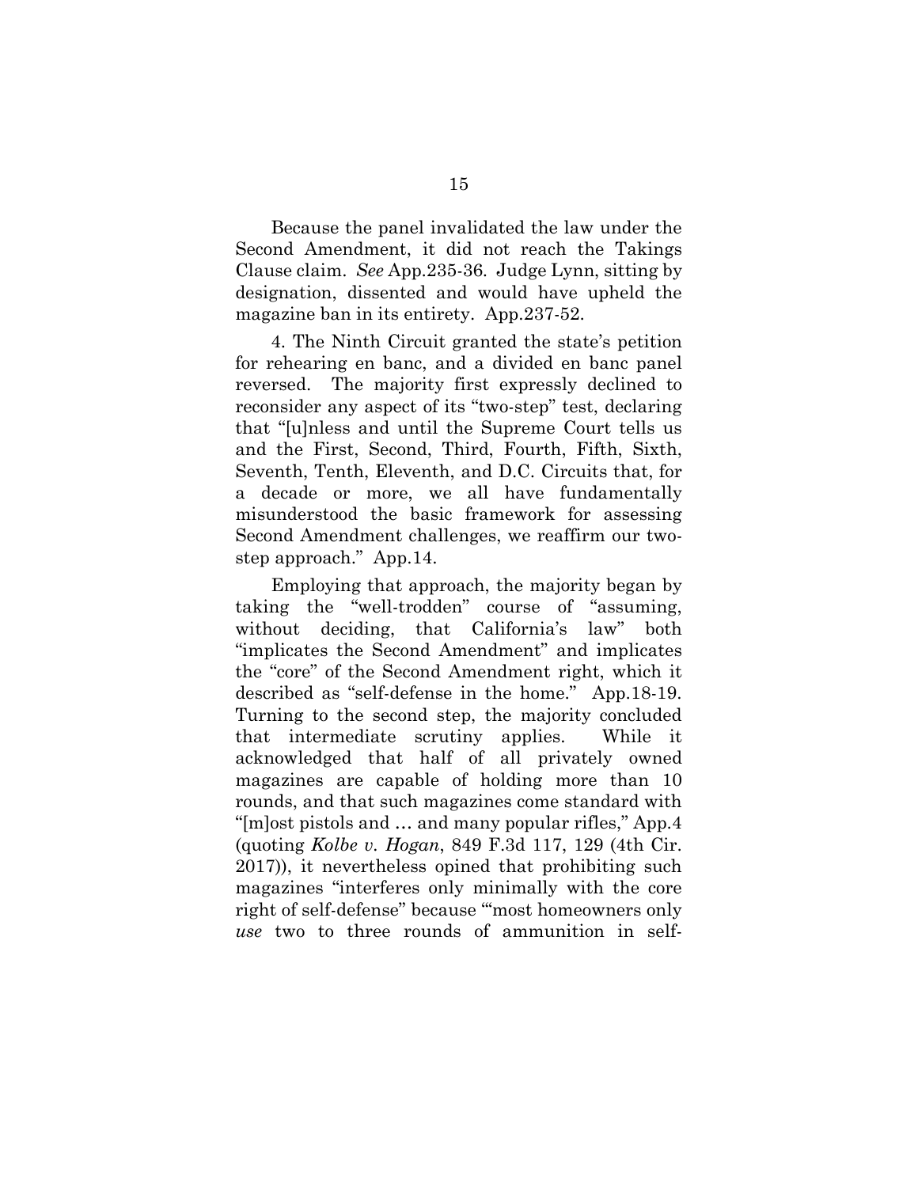Because the panel invalidated the law under the Second Amendment, it did not reach the Takings Clause claim. *See* App.235-36. Judge Lynn, sitting by designation, dissented and would have upheld the magazine ban in its entirety. App.237-52.

4. The Ninth Circuit granted the state's petition for rehearing en banc, and a divided en banc panel reversed. The majority first expressly declined to reconsider any aspect of its "two-step" test, declaring that "[u]nless and until the Supreme Court tells us and the First, Second, Third, Fourth, Fifth, Sixth, Seventh, Tenth, Eleventh, and D.C. Circuits that, for a decade or more, we all have fundamentally misunderstood the basic framework for assessing Second Amendment challenges, we reaffirm our two-step approach." App.14.

Employing that approach, the majority began by taking the "well-trodden" course of "assuming, without deciding, that California's law" both "implicates the Second Amendment" and implicates the "core" of the Second Amendment right, which it described as "self-defense in the home." App.18-19. Turning to the second step, the majority concluded that intermediate scrutiny applies. While it acknowledged that half of all privately owned magazines are capable of holding more than 10 rounds, and that such magazines come standard with "[m]ost pistols and … and many popular rifles," App.4 (quoting *Kolbe v. Hogan*, 849 F.3d 117, 129 (4th Cir. 2017)), it nevertheless opined that prohibiting such magazines "interferes only minimally with the core right of self-defense" because "'most homeowners only *use* two to three rounds of ammunition in self-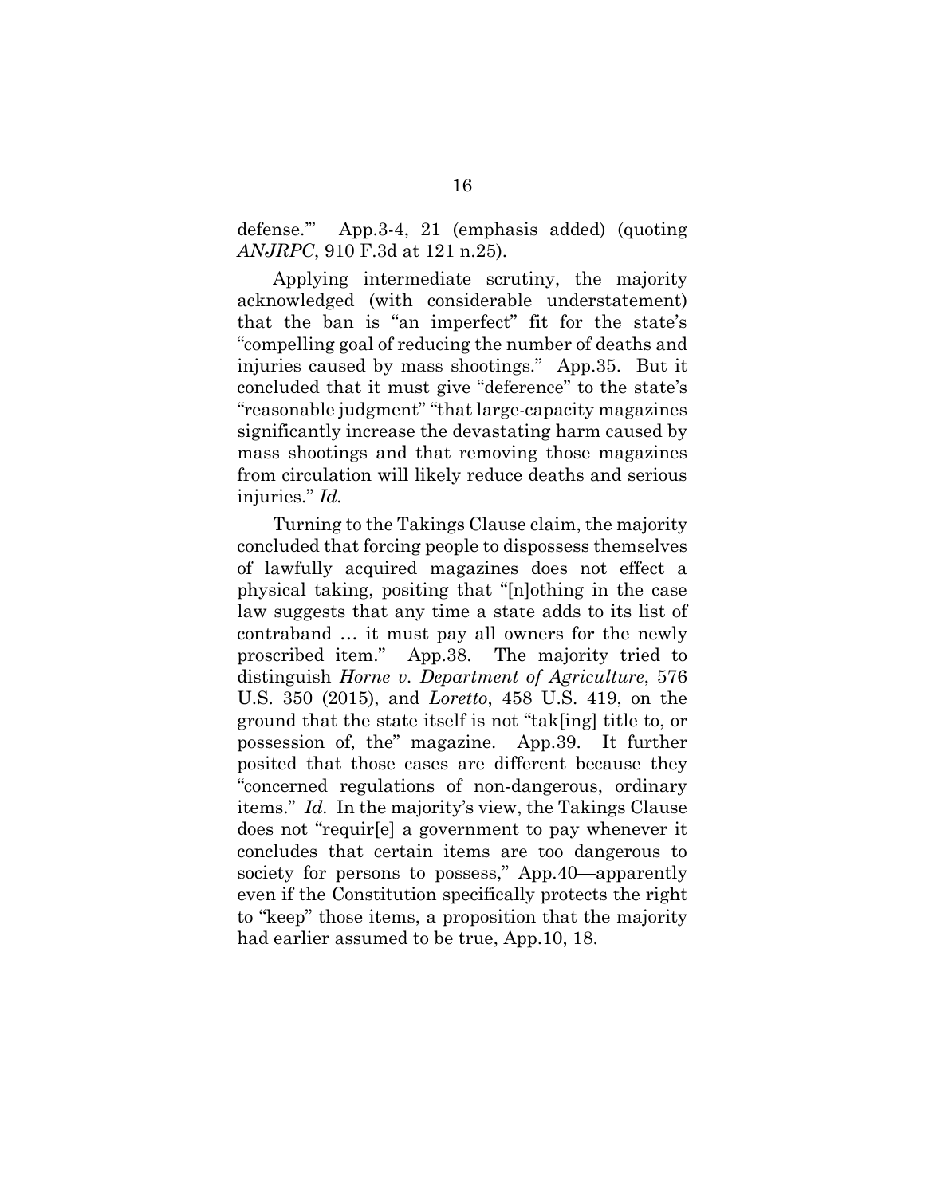defense.'" App.3-4, 21 (emphasis added) (quoting *ANJRPC*, 910 F.3d at 121 n.25).

Applying intermediate scrutiny, the majority acknowledged (with considerable understatement) that the ban is "an imperfect" fit for the state's "compelling goal of reducing the number of deaths and injuries caused by mass shootings." App.35. But it concluded that it must give "deference" to the state's "reasonable judgment" "that large-capacity magazines significantly increase the devastating harm caused by mass shootings and that removing those magazines from circulation will likely reduce deaths and serious injuries." *Id.*

Turning to the Takings Clause claim, the majority concluded that forcing people to dispossess themselves of lawfully acquired magazines does not effect a physical taking, positing that "[n]othing in the case law suggests that any time a state adds to its list of contraband … it must pay all owners for the newly proscribed item." App.38. The majority tried to distinguish *Horne v. Department of Agriculture*, 576 U.S. 350 (2015), and *Loretto*, 458 U.S. 419, on the ground that the state itself is not "tak[ing] title to, or possession of, the" magazine. App.39. It further posited that those cases are different because they "concerned regulations of non-dangerous, ordinary items." *Id.* In the majority's view, the Takings Clause does not "requir[e] a government to pay whenever it concludes that certain items are too dangerous to society for persons to possess," App.40—apparently even if the Constitution specifically protects the right to "keep" those items, a proposition that the majority had earlier assumed to be true, App.10, 18.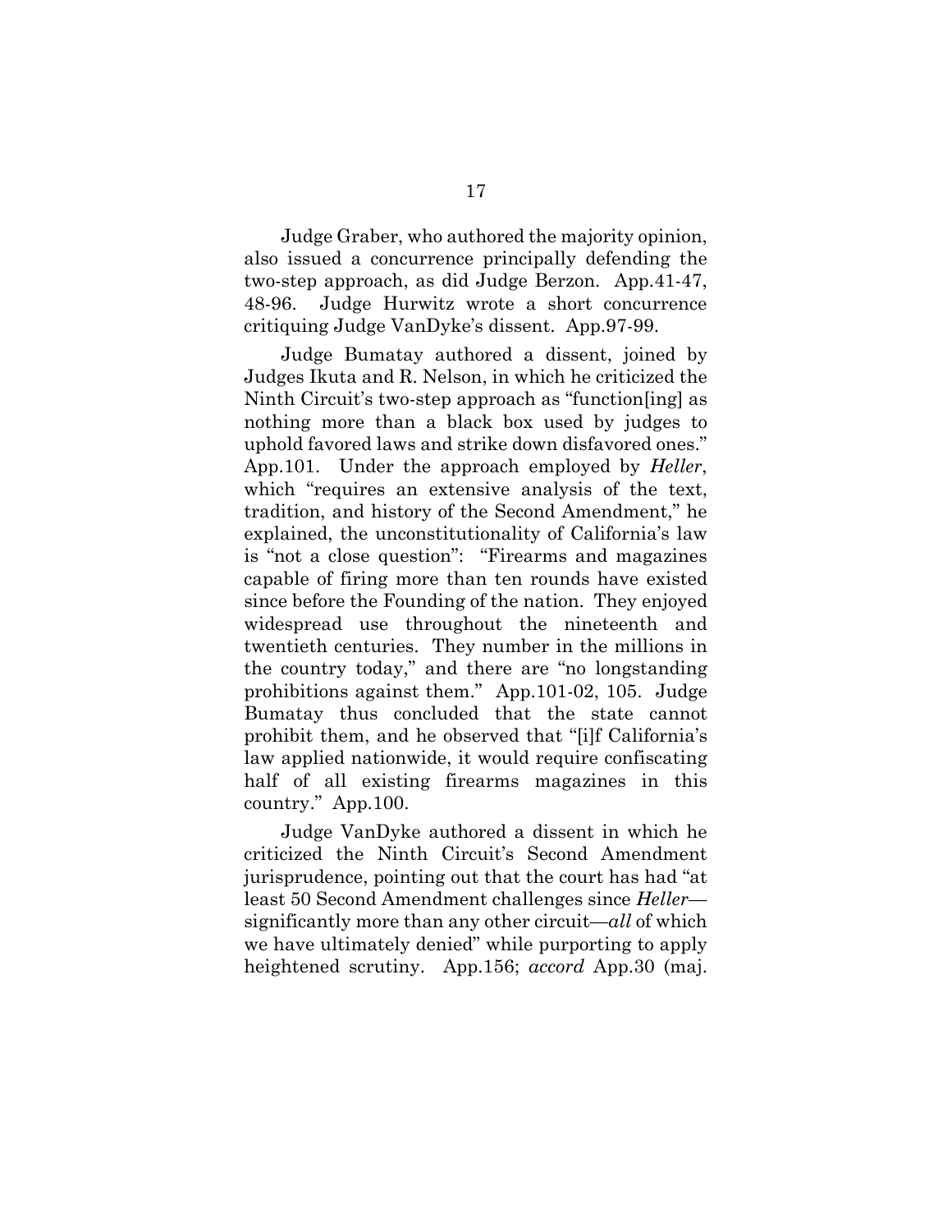Judge Graber, who authored the majority opinion, also issued a concurrence principally defending the two-step approach, as did Judge Berzon. App.41-47, 48-96. Judge Hurwitz wrote a short concurrence critiquing Judge VanDyke's dissent. App.97-99.

Judge Bumatay authored a dissent, joined by Judges Ikuta and R. Nelson, in which he criticized the Ninth Circuit's two-step approach as "function[ing] as nothing more than a black box used by judges to uphold favored laws and strike down disfavored ones." App.101. Under the approach employed by *Heller*, which "requires an extensive analysis of the text, tradition, and history of the Second Amendment," he explained, the unconstitutionality of California's law is "not a close question": "Firearms and magazines capable of firing more than ten rounds have existed since before the Founding of the nation. They enjoyed widespread use throughout the nineteenth and twentieth centuries. They number in the millions in the country today," and there are "no longstanding prohibitions against them." App.101-02, 105. Judge Bumatay thus concluded that the state cannot prohibit them, and he observed that "[i]f California's law applied nationwide, it would require confiscating half of all existing firearms magazines in this country." App.100.

Judge VanDyke authored a dissent in which he criticized the Ninth Circuit's Second Amendment jurisprudence, pointing out that the court has had "at least 50 Second Amendment challenges since *Heller*—significantly more than any other circuit—*all* of which we have ultimately denied" while purporting to apply heightened scrutiny. App.156; *accord* App.30 (maj.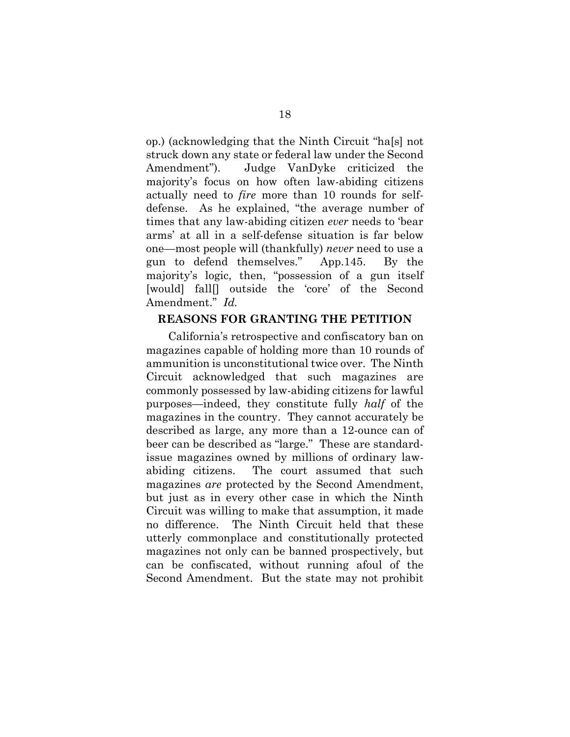op.) (acknowledging that the Ninth Circuit "ha[s] not struck down any state or federal law under the Second Amendment"). Judge VanDyke criticized the majority's focus on how often law-abiding citizens actually need to *fire* more than 10 rounds for self-defense. As he explained, "the average number of times that any law-abiding citizen *ever* needs to 'bear arms' at all in a self-defense situation is far below one—most people will (thankfully) *never* need to use a gun to defend themselves." App.145. By the majority's logic, then, "possession of a gun itself [would] fall[] outside the 'core' of the Second Amendment." *Id.*

## REASONS FOR GRANTING THE PETITION

California's retrospective and confiscatory ban on magazines capable of holding more than 10 rounds of ammunition is unconstitutional twice over. The Ninth Circuit acknowledged that such magazines are commonly possessed by law-abiding citizens for lawful purposes—indeed, they constitute fully *half* of the magazines in the country. They cannot accurately be described as large, any more than a 12-ounce can of beer can be described as "large." These are standard-issue magazines owned by millions of ordinary law-abiding citizens. The court assumed that such magazines *are* protected by the Second Amendment, but just as in every other case in which the Ninth Circuit was willing to make that assumption, it made no difference. The Ninth Circuit held that these utterly commonplace and constitutionally protected magazines not only can be banned prospectively, but can be confiscated, without running afoul of the Second Amendment. But the state may not prohibit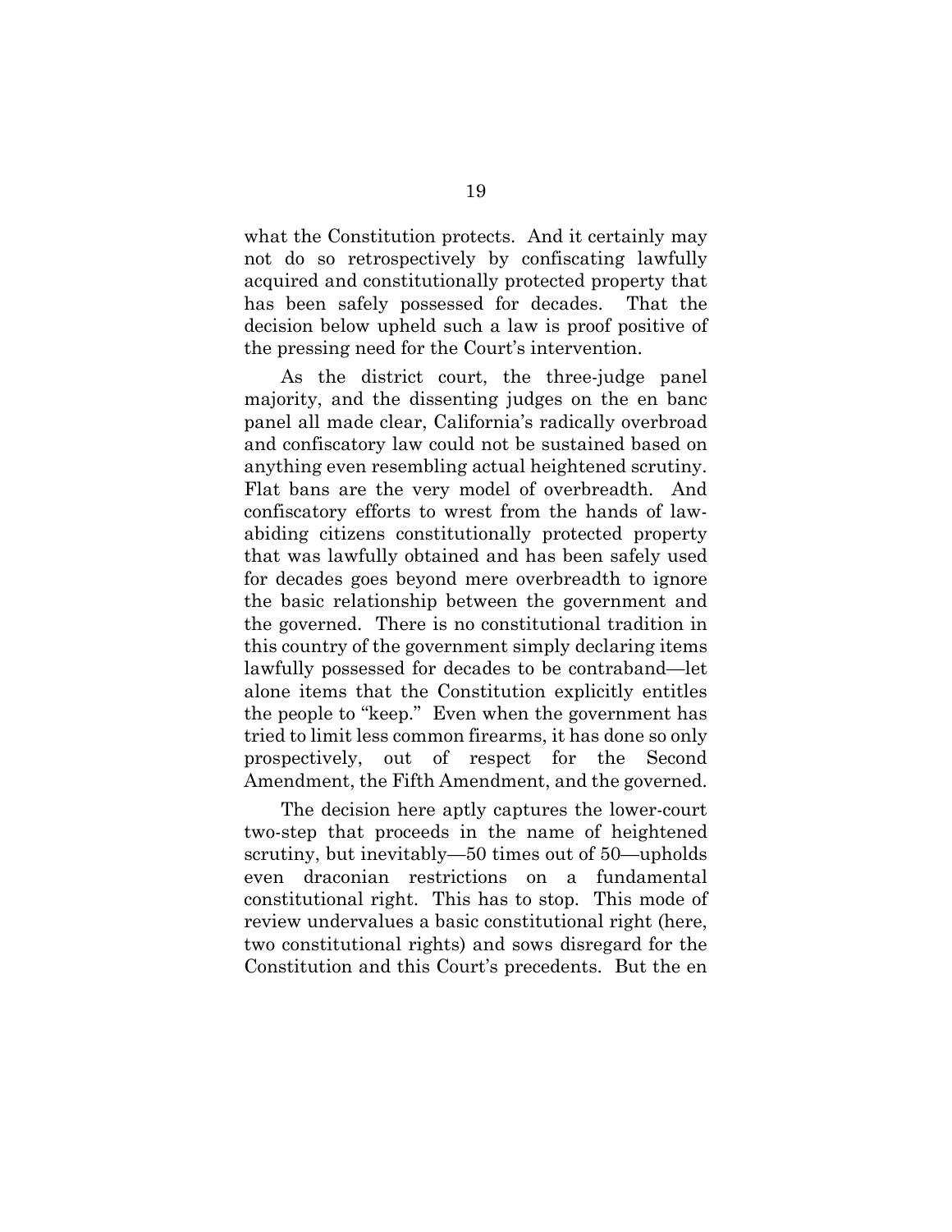what the Constitution protects. And it certainly may not do so retrospectively by confiscating lawfully acquired and constitutionally protected property that has been safely possessed for decades. That the decision below upheld such a law is proof positive of the pressing need for the Court's intervention.

As the district court, the three-judge panel majority, and the dissenting judges on the en banc panel all made clear, California's radically overbroad and confiscatory law could not be sustained based on anything even resembling actual heightened scrutiny. Flat bans are the very model of overbreadth. And confiscatory efforts to wrest from the hands of law-abiding citizens constitutionally protected property that was lawfully obtained and has been safely used for decades goes beyond mere overbreadth to ignore the basic relationship between the government and the governed. There is no constitutional tradition in this country of the government simply declaring items lawfully possessed for decades to be contraband—let alone items that the Constitution explicitly entitles the people to "keep." Even when the government has tried to limit less common firearms, it has done so only prospectively, out of respect for the Second Amendment, the Fifth Amendment, and the governed.

The decision here aptly captures the lower-court two-step that proceeds in the name of heightened scrutiny, but inevitably—50 times out of 50—upholds even draconian restrictions on a fundamental constitutional right. This has to stop. This mode of review undervalues a basic constitutional right (here, two constitutional rights) and sows disregard for the Constitution and this Court's precedents. But the en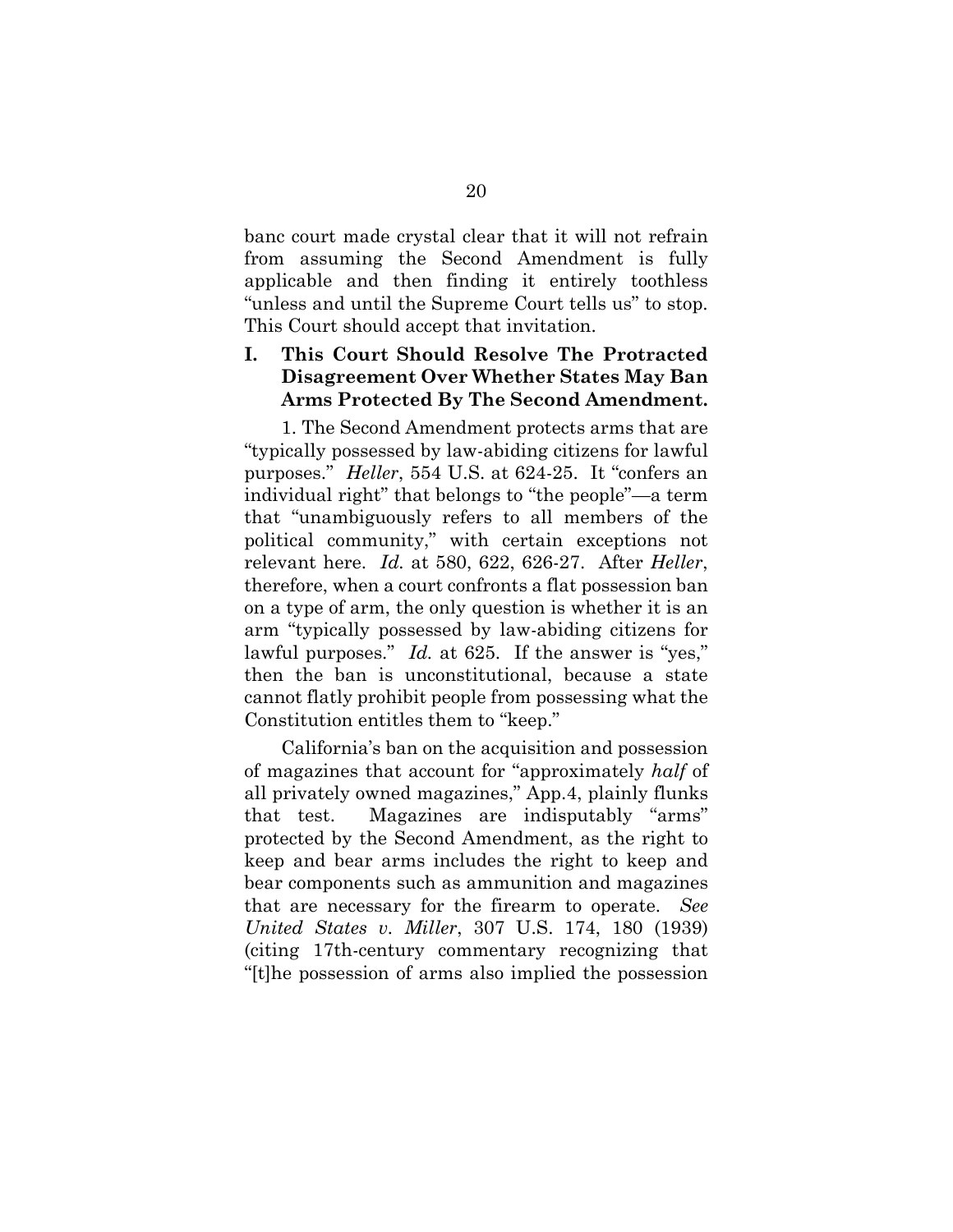banc court made crystal clear that it will not refrain from assuming the Second Amendment is fully applicable and then finding it entirely toothless "unless and until the Supreme Court tells us" to stop. This Court should accept that invitation.

## I. This Court Should Resolve The Protracted Disagreement Over Whether States May Ban Arms Protected By The Second Amendment.

1. The Second Amendment protects arms that are "typically possessed by law-abiding citizens for lawful purposes." *Heller*, 554 U.S. at 624-25. It "confers an individual right" that belongs to "the people"—a term that "unambiguously refers to all members of the political community," with certain exceptions not relevant here. *Id.* at 580, 622, 626-27. After *Heller*, therefore, when a court confronts a flat possession ban on a type of arm, the only question is whether it is an arm "typically possessed by law-abiding citizens for lawful purposes." *Id.* at 625. If the answer is "yes," then the ban is unconstitutional, because a state cannot flatly prohibit people from possessing what the Constitution entitles them to "keep."

California's ban on the acquisition and possession of magazines that account for "approximately *half* of all privately owned magazines," App.4, plainly flunks that test. Magazines are indisputably "arms" protected by the Second Amendment, as the right to keep and bear arms includes the right to keep and bear components such as ammunition and magazines that are necessary for the firearm to operate. *See United States v. Miller*, 307 U.S. 174, 180 (1939) (citing 17th-century commentary recognizing that "[t]he possession of arms also implied the possession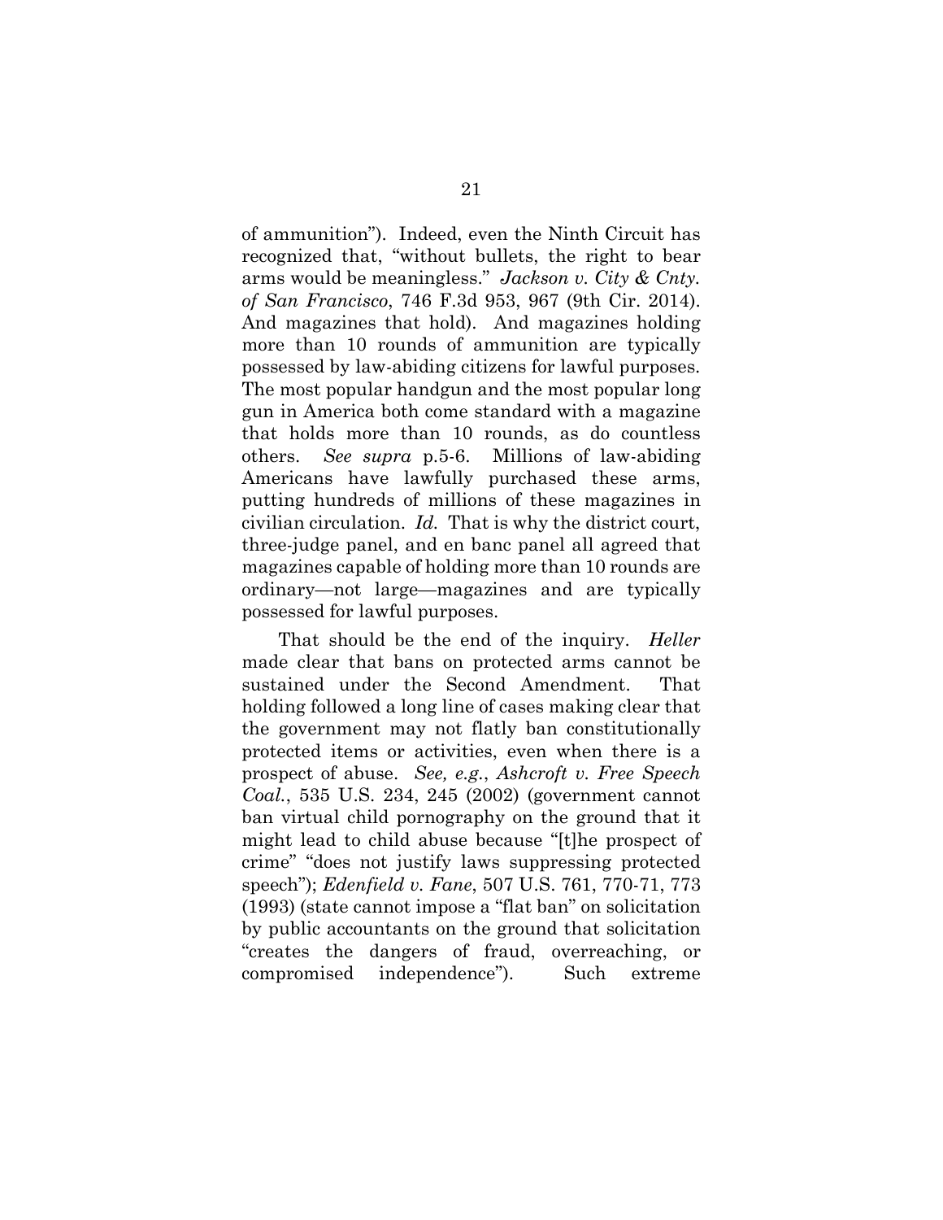of ammunition"). Indeed, even the Ninth Circuit has recognized that, "without bullets, the right to bear arms would be meaningless." *Jackson v. City & Cnty. of San Francisco*, 746 F.3d 953, 967 (9th Cir. 2014). And magazines that hold). And magazines holding more than 10 rounds of ammunition are typically possessed by law-abiding citizens for lawful purposes. The most popular handgun and the most popular long gun in America both come standard with a magazine that holds more than 10 rounds, as do countless others. *See supra* p.5-6. Millions of law-abiding Americans have lawfully purchased these arms, putting hundreds of millions of these magazines in civilian circulation. *Id.* That is why the district court, three-judge panel, and en banc panel all agreed that magazines capable of holding more than 10 rounds are ordinary—not large—magazines and are typically possessed for lawful purposes.

That should be the end of the inquiry. *Heller* made clear that bans on protected arms cannot be sustained under the Second Amendment. That holding followed a long line of cases making clear that the government may not flatly ban constitutionally protected items or activities, even when there is a prospect of abuse. *See, e.g.*, *Ashcroft v. Free Speech Coal.*, 535 U.S. 234, 245 (2002) (government cannot ban virtual child pornography on the ground that it might lead to child abuse because "[t]he prospect of crime" "does not justify laws suppressing protected speech"); *Edenfield v. Fane*, 507 U.S. 761, 770-71, 773 (1993) (state cannot impose a "flat ban" on solicitation by public accountants on the ground that solicitation "creates the dangers of fraud, overreaching, or compromised independence"). Such extreme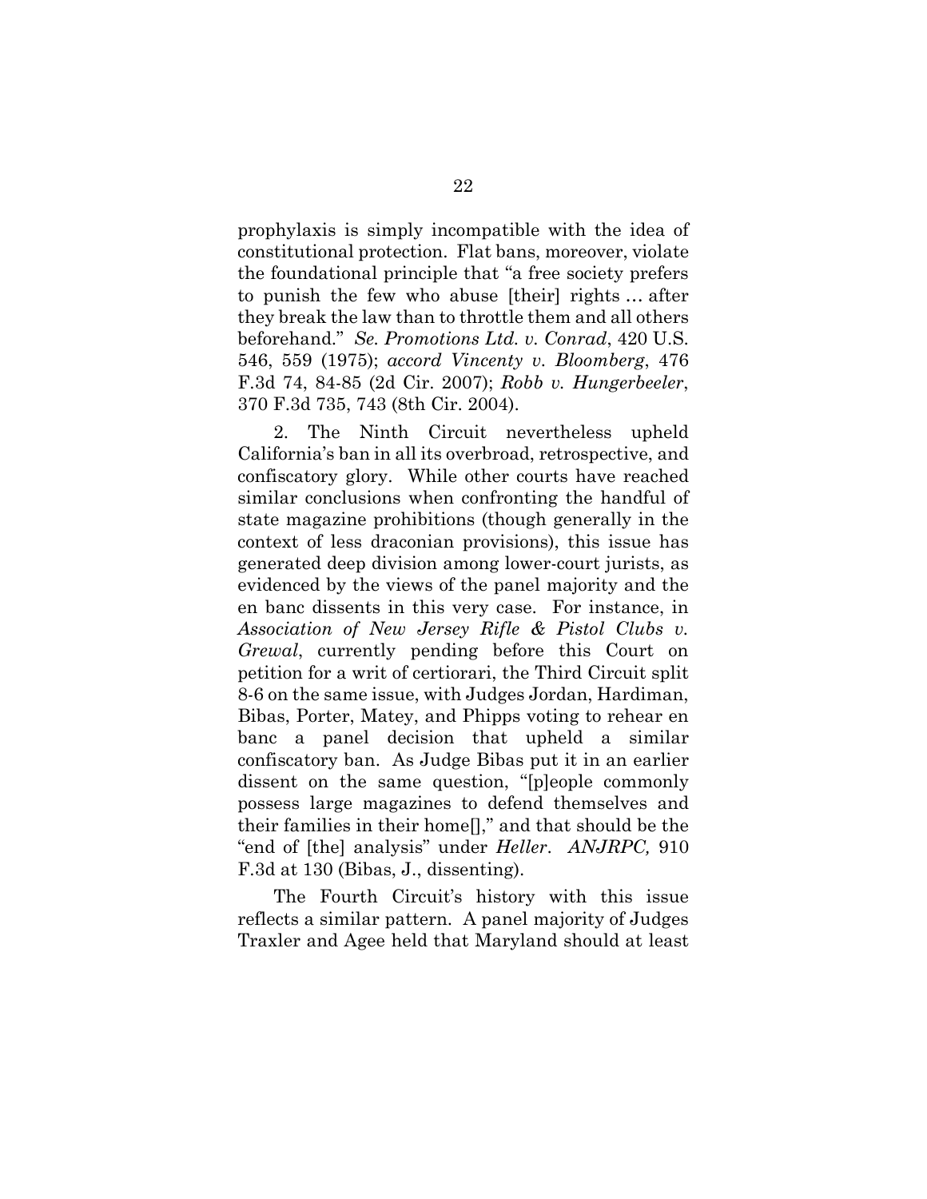prophylaxis is simply incompatible with the idea of constitutional protection. Flat bans, moreover, violate the foundational principle that "a free society prefers to punish the few who abuse [their] rights … after they break the law than to throttle them and all others beforehand." *Se. Promotions Ltd. v. Conrad*, 420 U.S. 546, 559 (1975); *accord Vincenty v. Bloomberg*, 476 F.3d 74, 84-85 (2d Cir. 2007); *Robb v. Hungerbeeler*, 370 F.3d 735, 743 (8th Cir. 2004).

2. The Ninth Circuit nevertheless upheld California's ban in all its overbroad, retrospective, and confiscatory glory. While other courts have reached similar conclusions when confronting the handful of state magazine prohibitions (though generally in the context of less draconian provisions), this issue has generated deep division among lower-court jurists, as evidenced by the views of the panel majority and the en banc dissents in this very case. For instance, in *Association of New Jersey Rifle & Pistol Clubs v. Grewal*, currently pending before this Court on petition for a writ of certiorari, the Third Circuit split 8-6 on the same issue, with Judges Jordan, Hardiman, Bibas, Porter, Matey, and Phipps voting to rehear en banc a panel decision that upheld a similar confiscatory ban. As Judge Bibas put it in an earlier dissent on the same question, "[p]eople commonly possess large magazines to defend themselves and their families in their home[]," and that should be the "end of [the] analysis" under *Heller*. *ANJRPC,* 910 F.3d at 130 (Bibas, J., dissenting).

The Fourth Circuit's history with this issue reflects a similar pattern. A panel majority of Judges Traxler and Agee held that Maryland should at least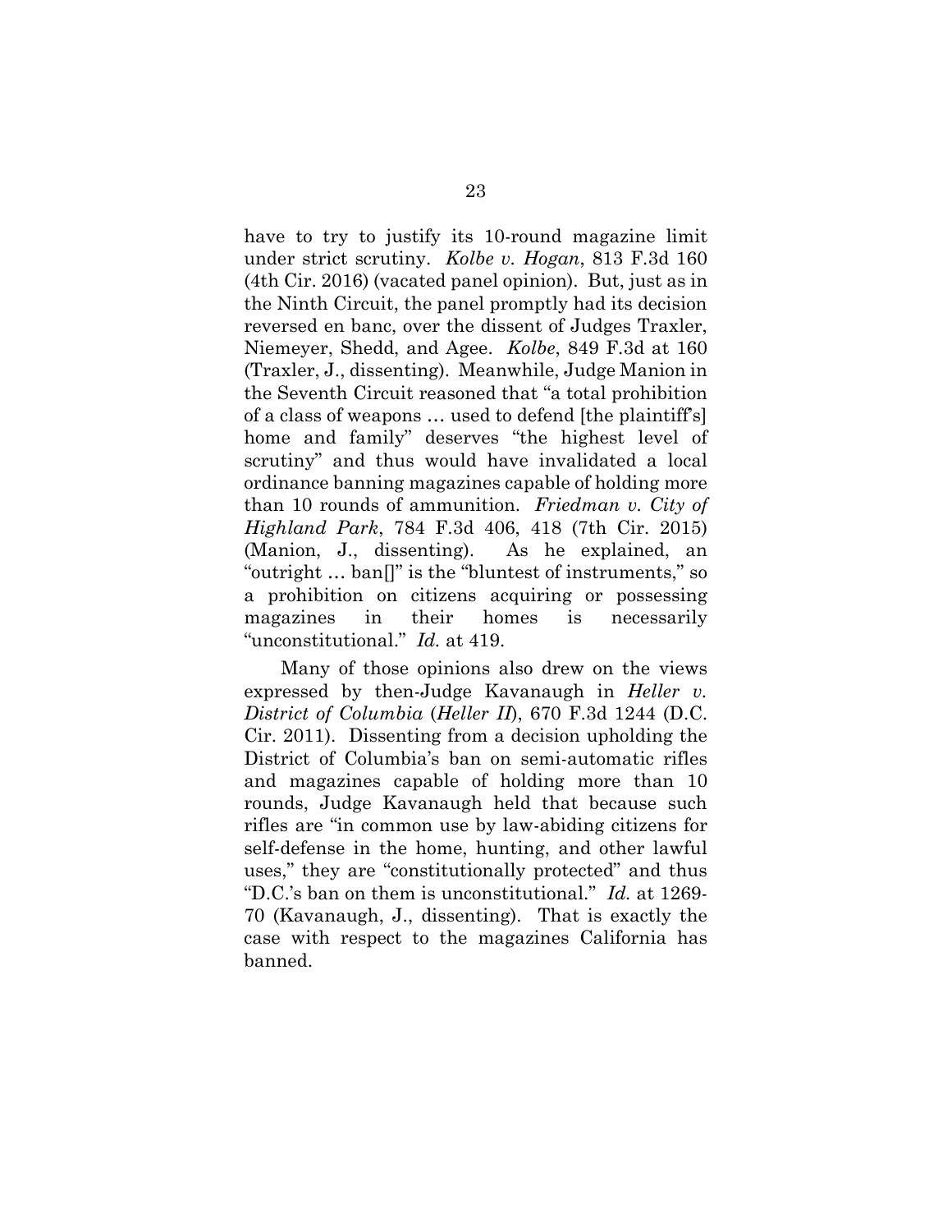have to try to justify its 10-round magazine limit under strict scrutiny. *Kolbe v. Hogan*, 813 F.3d 160 (4th Cir. 2016) (vacated panel opinion). But, just as in the Ninth Circuit, the panel promptly had its decision reversed en banc, over the dissent of Judges Traxler, Niemeyer, Shedd, and Agee. *Kolbe*, 849 F.3d at 160 (Traxler, J., dissenting). Meanwhile, Judge Manion in the Seventh Circuit reasoned that "a total prohibition of a class of weapons … used to defend [the plaintiff's] home and family" deserves "the highest level of scrutiny" and thus would have invalidated a local ordinance banning magazines capable of holding more than 10 rounds of ammunition. *Friedman v. City of Highland Park*, 784 F.3d 406, 418 (7th Cir. 2015) (Manion, J., dissenting). As he explained, an "outright … ban[]" is the "bluntest of instruments," so a prohibition on citizens acquiring or possessing magazines in their homes is necessarily "unconstitutional." *Id.* at 419.

Many of those opinions also drew on the views expressed by then-Judge Kavanaugh in *Heller v. District of Columbia* (*Heller II*), 670 F.3d 1244 (D.C. Cir. 2011). Dissenting from a decision upholding the District of Columbia's ban on semi-automatic rifles and magazines capable of holding more than 10 rounds, Judge Kavanaugh held that because such rifles are "in common use by law-abiding citizens for self-defense in the home, hunting, and other lawful uses," they are "constitutionally protected" and thus "D.C.'s ban on them is unconstitutional." *Id.* at 1269-70 (Kavanaugh, J., dissenting). That is exactly the case with respect to the magazines California has banned.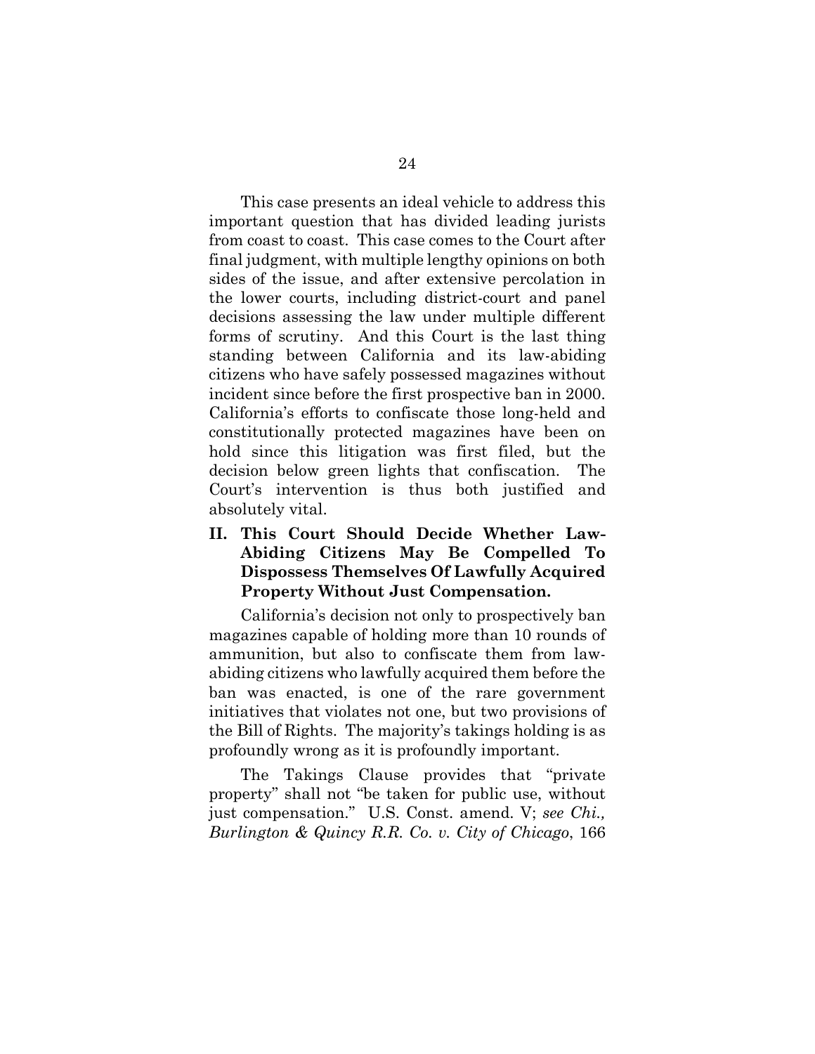This case presents an ideal vehicle to address this important question that has divided leading jurists from coast to coast. This case comes to the Court after final judgment, with multiple lengthy opinions on both sides of the issue, and after extensive percolation in the lower courts, including district-court and panel decisions assessing the law under multiple different forms of scrutiny. And this Court is the last thing standing between California and its law-abiding citizens who have safely possessed magazines without incident since before the first prospective ban in 2000. California's efforts to confiscate those long-held and constitutionally protected magazines have been on hold since this litigation was first filed, but the decision below green lights that confiscation. The Court's intervention is thus both justified and absolutely vital.

## II. This Court Should Decide Whether Law-Abiding Citizens May Be Compelled To Dispossess Themselves Of Lawfully Acquired Property Without Just Compensation.

California's decision not only to prospectively ban magazines capable of holding more than 10 rounds of ammunition, but also to confiscate them from law-abiding citizens who lawfully acquired them before the ban was enacted, is one of the rare government initiatives that violates not one, but two provisions of the Bill of Rights. The majority's takings holding is as profoundly wrong as it is profoundly important.

The Takings Clause provides that "private property" shall not "be taken for public use, without just compensation." U.S. Const. amend. V; *see Chi., Burlington & Quincy R.R. Co. v. City of Chicago*, 166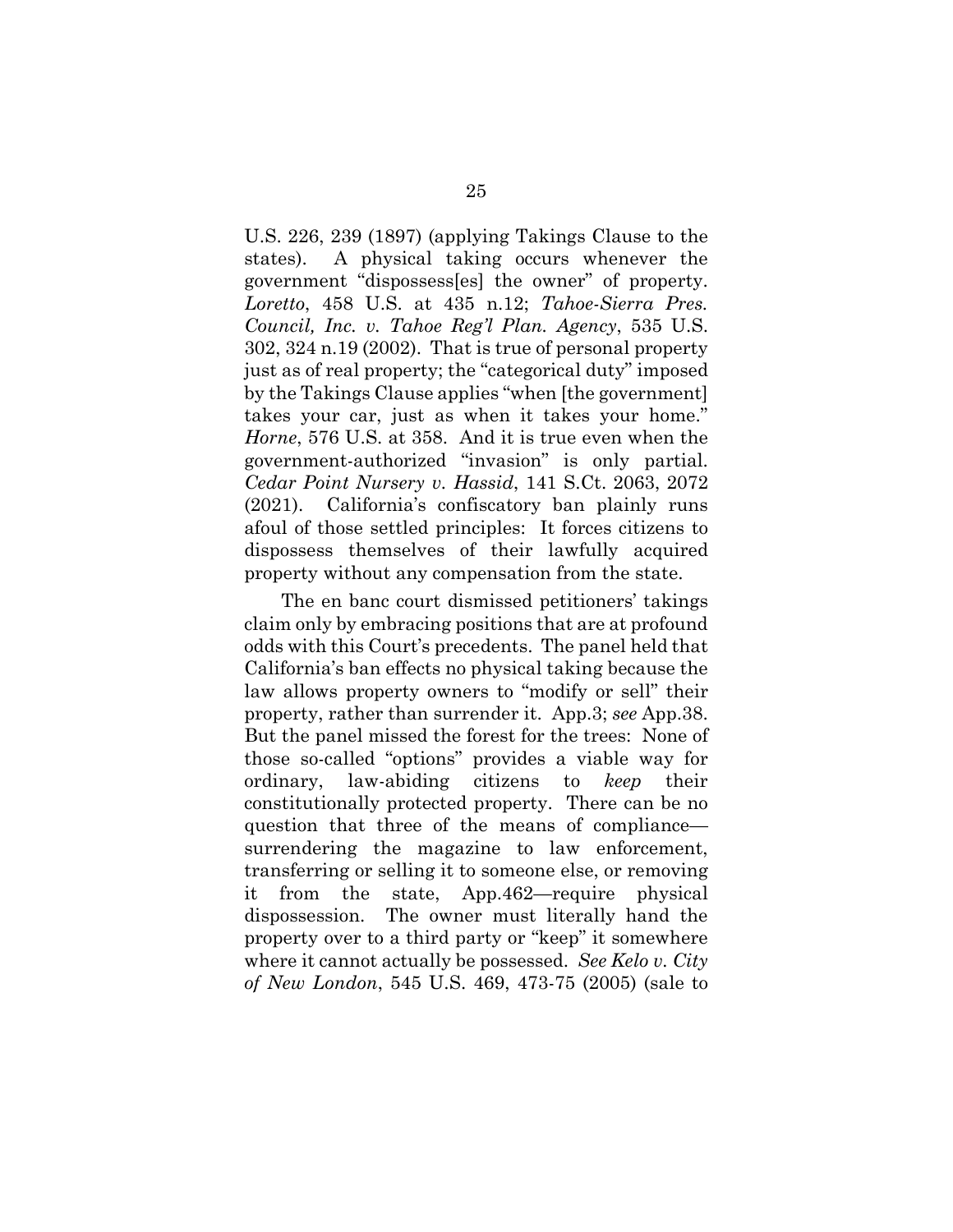U.S. 226, 239 (1897) (applying Takings Clause to the states). A physical taking occurs whenever the government "dispossess[es] the owner" of property. *Loretto*, 458 U.S. at 435 n.12; *Tahoe-Sierra Pres. Council, Inc. v. Tahoe Reg'l Plan. Agency*, 535 U.S. 302, 324 n.19 (2002). That is true of personal property just as of real property; the "categorical duty" imposed by the Takings Clause applies "when [the government] takes your car, just as when it takes your home." *Horne*, 576 U.S. at 358. And it is true even when the government-authorized "invasion" is only partial. *Cedar Point Nursery v. Hassid*, 141 S.Ct. 2063, 2072 (2021). California's confiscatory ban plainly runs afoul of those settled principles: It forces citizens to dispossess themselves of their lawfully acquired property without any compensation from the state.

The en banc court dismissed petitioners' takings claim only by embracing positions that are at profound odds with this Court's precedents. The panel held that California's ban effects no physical taking because the law allows property owners to "modify or sell" their property, rather than surrender it. App.3; *see* App.38. But the panel missed the forest for the trees: None of those so-called "options" provides a viable way for ordinary, law-abiding citizens to *keep* their constitutionally protected property. There can be no question that three of the means of compliance—surrendering the magazine to law enforcement, transferring or selling it to someone else, or removing it from the state, App.462—require physical dispossession. The owner must literally hand the property over to a third party or "keep" it somewhere where it cannot actually be possessed. *See Kelo v. City of New London*, 545 U.S. 469, 473-75 (2005) (sale to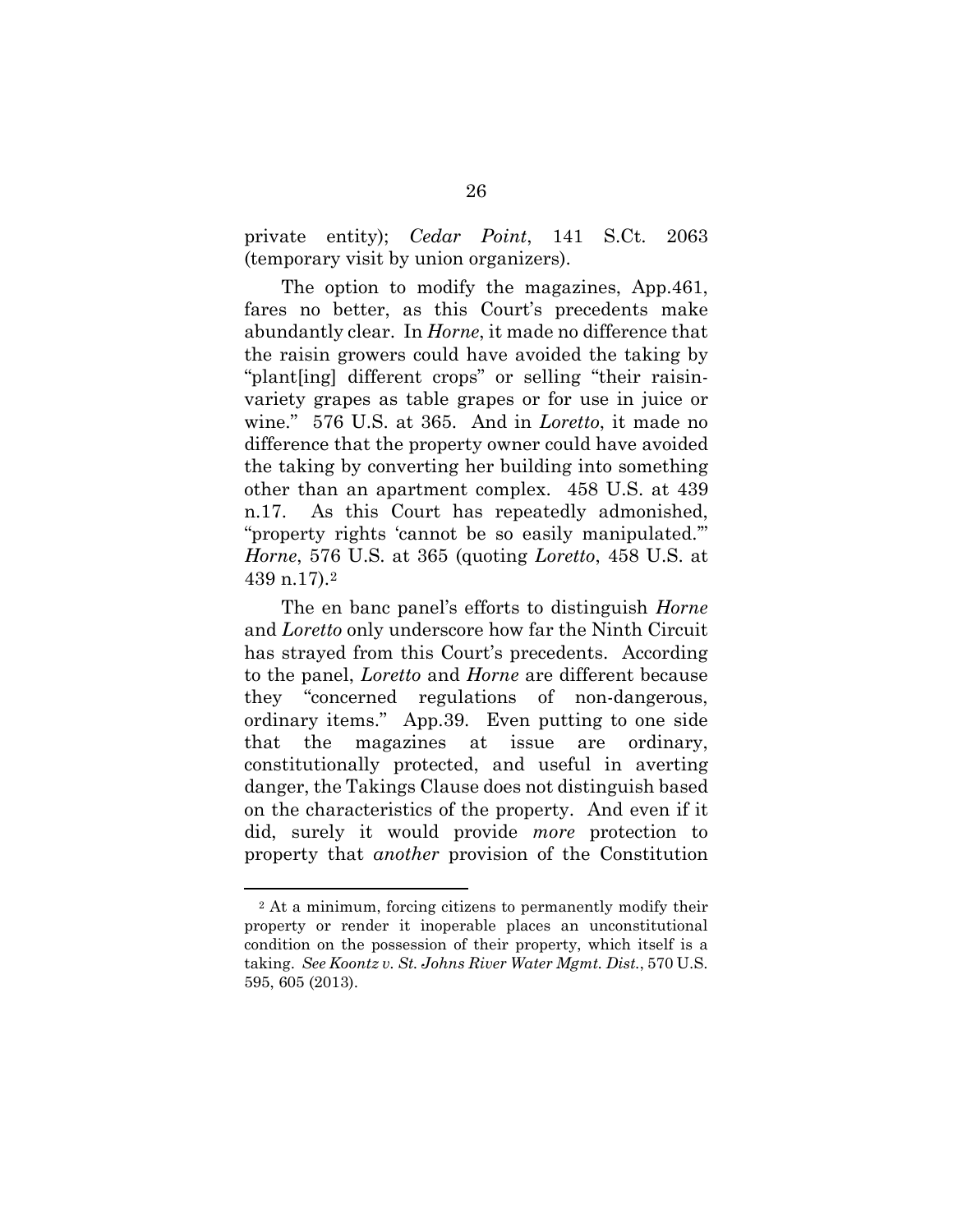private entity); *Cedar Point*, 141 S.Ct. 2063 (temporary visit by union organizers).

The option to modify the magazines, App.461, fares no better, as this Court's precedents make abundantly clear. In *Horne*, it made no difference that the raisin growers could have avoided the taking by "plant[ing] different crops" or selling "their raisin-variety grapes as table grapes or for use in juice or wine." 576 U.S. at 365. And in *Loretto*, it made no difference that the property owner could have avoided the taking by converting her building into something other than an apartment complex. 458 U.S. at 439 n.17. As this Court has repeatedly admonished, "property rights 'cannot be so easily manipulated.'" *Horne*, 576 U.S. at 365 (quoting *Loretto*, 458 U.S. at 439 n.17).[2]

The en banc panel's efforts to distinguish *Horne* and *Loretto* only underscore how far the Ninth Circuit has strayed from this Court's precedents. According to the panel, *Loretto* and *Horne* are different because they "concerned regulations of non-dangerous, ordinary items." App.39. Even putting to one side that the magazines at issue are ordinary, constitutionally protected, and useful in averting danger, the Takings Clause does not distinguish based on the characteristics of the property. And even if it did, surely it would provide *more* protection to property that *another* provision of the Constitution

---

[2] At a minimum, forcing citizens to permanently modify their property or render it inoperable places an unconstitutional condition on the possession of their property, which itself is a taking. *See Koontz v. St. Johns River Water Mgmt. Dist.*, 570 U.S. 595, 605 (2013).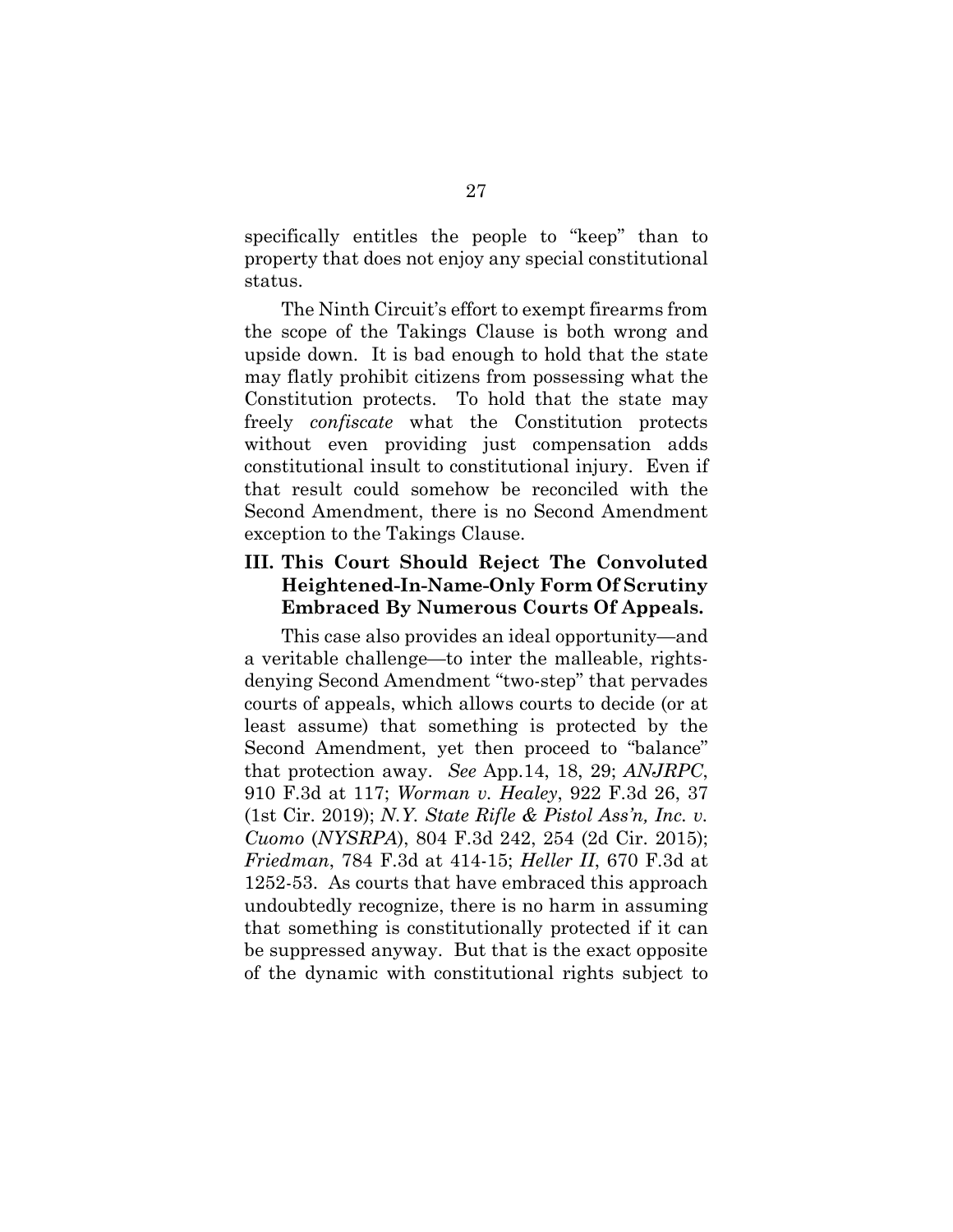specifically entitles the people to "keep" than to property that does not enjoy any special constitutional status.

The Ninth Circuit's effort to exempt firearms from the scope of the Takings Clause is both wrong and upside down. It is bad enough to hold that the state may flatly prohibit citizens from possessing what the Constitution protects. To hold that the state may freely *confiscate* what the Constitution protects without even providing just compensation adds constitutional insult to constitutional injury. Even if that result could somehow be reconciled with the Second Amendment, there is no Second Amendment exception to the Takings Clause.

### III. This Court Should Reject The Convoluted Heightened-In-Name-Only Form Of Scrutiny Embraced By Numerous Courts Of Appeals.

This case also provides an ideal opportunity—and a veritable challenge—to inter the malleable, rights-denying Second Amendment "two-step" that pervades courts of appeals, which allows courts to decide (or at least assume) that something is protected by the Second Amendment, yet then proceed to "balance" that protection away. *See* App.14, 18, 29; *ANJRPC*, 910 F.3d at 117; *Worman v. Healey*, 922 F.3d 26, 37 (1st Cir. 2019); *N.Y. State Rifle & Pistol Ass'n, Inc. v. Cuomo* (*NYSRPA*), 804 F.3d 242, 254 (2d Cir. 2015); *Friedman*, 784 F.3d at 414-15; *Heller II*, 670 F.3d at 1252-53. As courts that have embraced this approach undoubtedly recognize, there is no harm in assuming that something is constitutionally protected if it can be suppressed anyway. But that is the exact opposite of the dynamic with constitutional rights subject to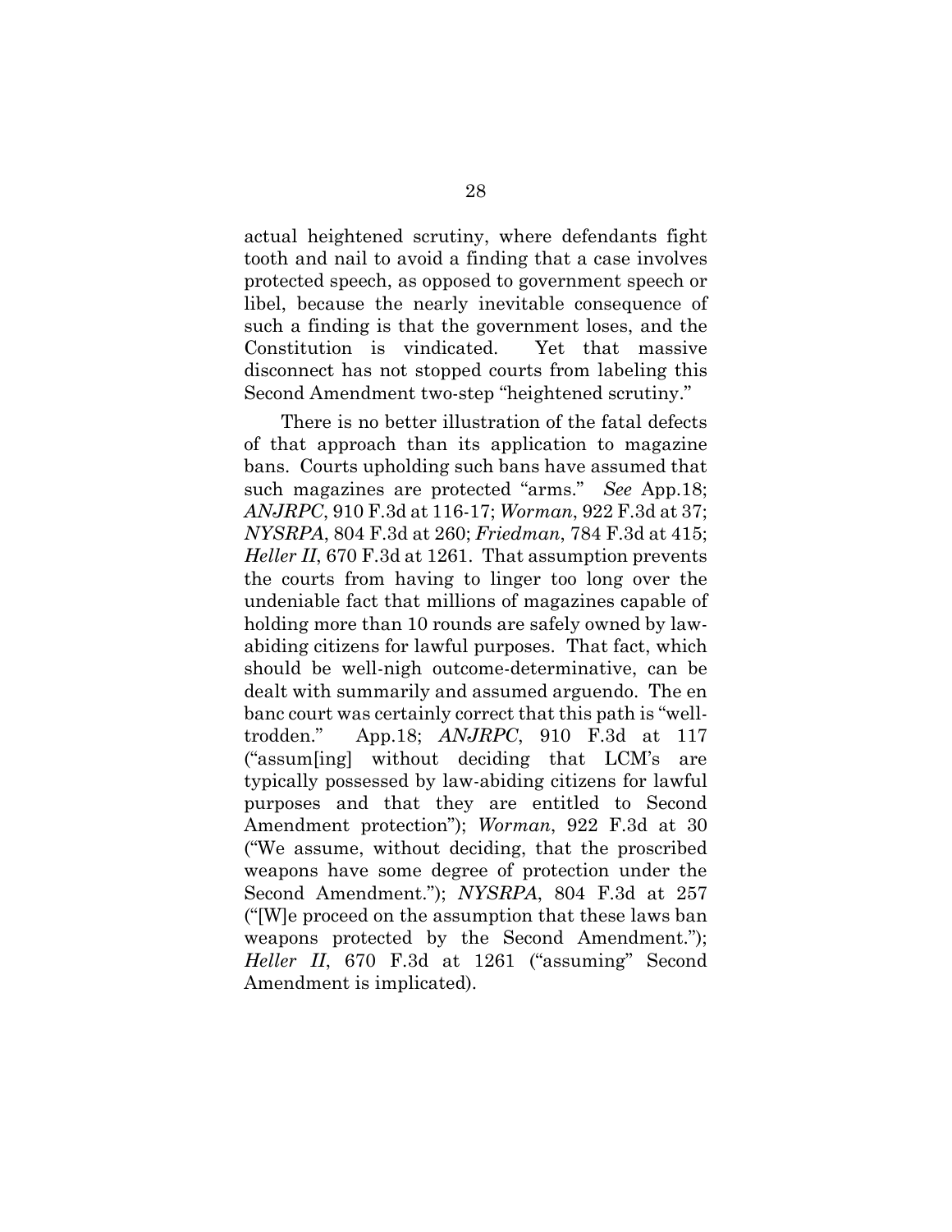actual heightened scrutiny, where defendants fight tooth and nail to avoid a finding that a case involves protected speech, as opposed to government speech or libel, because the nearly inevitable consequence of such a finding is that the government loses, and the Constitution is vindicated. Yet that massive disconnect has not stopped courts from labeling this Second Amendment two-step "heightened scrutiny."

There is no better illustration of the fatal defects of that approach than its application to magazine bans. Courts upholding such bans have assumed that such magazines are protected "arms." *See* App.18; *ANJRPC*, 910 F.3d at 116-17; *Worman*, 922 F.3d at 37; *NYSRPA*, 804 F.3d at 260; *Friedman*, 784 F.3d at 415; *Heller II*, 670 F.3d at 1261. That assumption prevents the courts from having to linger too long over the undeniable fact that millions of magazines capable of holding more than 10 rounds are safely owned by law-abiding citizens for lawful purposes. That fact, which should be well-nigh outcome-determinative, can be dealt with summarily and assumed arguendo. The en banc court was certainly correct that this path is "well-trodden." App.18; *ANJRPC*, 910 F.3d at 117 ("assum[ing] without deciding that LCM's are typically possessed by law-abiding citizens for lawful purposes and that they are entitled to Second Amendment protection"); *Worman*, 922 F.3d at 30 ("We assume, without deciding, that the proscribed weapons have some degree of protection under the Second Amendment."); *NYSRPA*, 804 F.3d at 257 ("[W]e proceed on the assumption that these laws ban weapons protected by the Second Amendment."); *Heller II*, 670 F.3d at 1261 ("assuming" Second Amendment is implicated).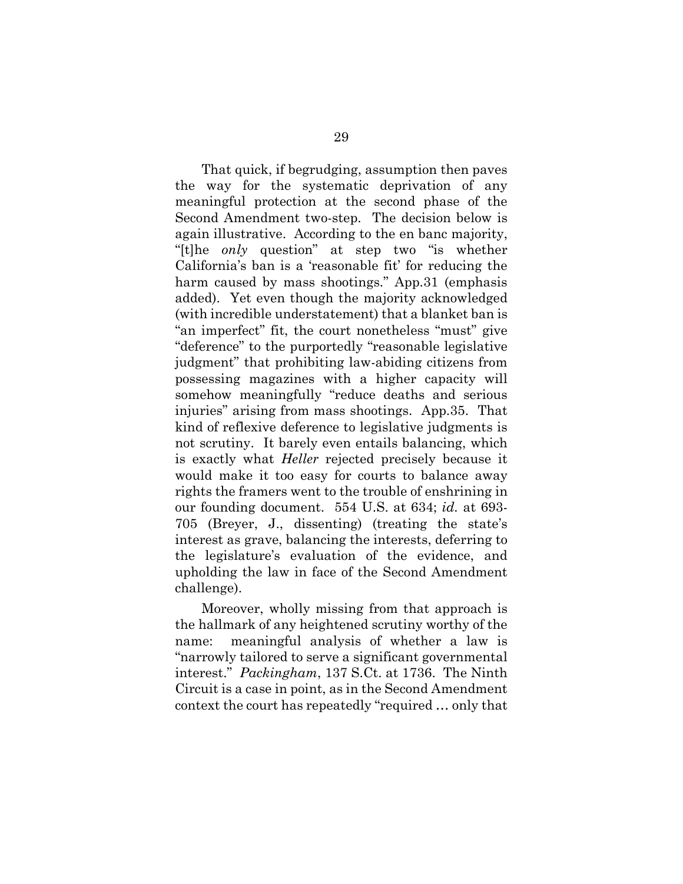That quick, if begrudging, assumption then paves the way for the systematic deprivation of any meaningful protection at the second phase of the Second Amendment two-step. The decision below is again illustrative. According to the en banc majority, "[t]he *only* question" at step two "is whether California's ban is a 'reasonable fit' for reducing the harm caused by mass shootings." App.31 (emphasis added). Yet even though the majority acknowledged (with incredible understatement) that a blanket ban is "an imperfect" fit, the court nonetheless "must" give "deference" to the purportedly "reasonable legislative judgment" that prohibiting law-abiding citizens from possessing magazines with a higher capacity will somehow meaningfully "reduce deaths and serious injuries" arising from mass shootings. App.35. That kind of reflexive deference to legislative judgments is not scrutiny. It barely even entails balancing, which is exactly what *Heller* rejected precisely because it would make it too easy for courts to balance away rights the framers went to the trouble of enshrining in our founding document. 554 U.S. at 634; *id.* at 693-705 (Breyer, J., dissenting) (treating the state's interest as grave, balancing the interests, deferring to the legislature's evaluation of the evidence, and upholding the law in face of the Second Amendment challenge).

Moreover, wholly missing from that approach is the hallmark of any heightened scrutiny worthy of the name: meaningful analysis of whether a law is "narrowly tailored to serve a significant governmental interest." *Packingham*, 137 S.Ct. at 1736. The Ninth Circuit is a case in point, as in the Second Amendment context the court has repeatedly "required … only that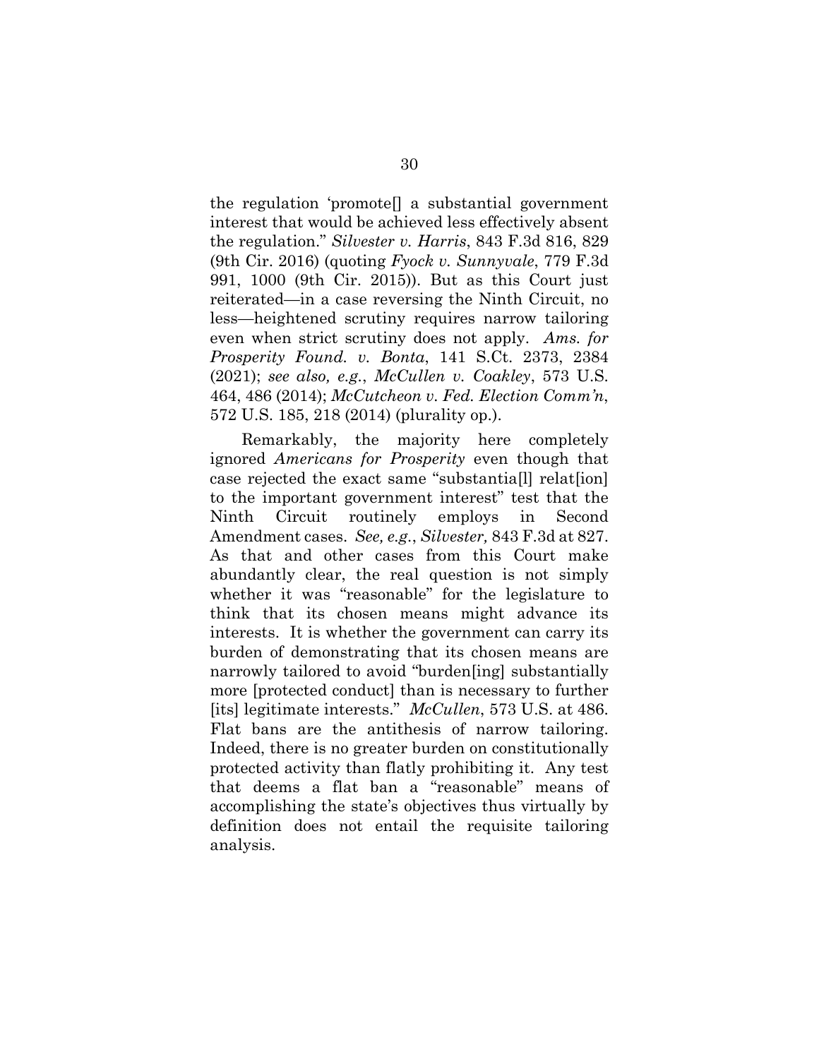the regulation 'promote[] a substantial government interest that would be achieved less effectively absent the regulation." *Silvester v. Harris*, 843 F.3d 816, 829 (9th Cir. 2016) (quoting *Fyock v. Sunnyvale*, 779 F.3d 991, 1000 (9th Cir. 2015)). But as this Court just reiterated—in a case reversing the Ninth Circuit, no less—heightened scrutiny requires narrow tailoring even when strict scrutiny does not apply. *Ams. for Prosperity Found. v. Bonta*, 141 S.Ct. 2373, 2384 (2021); *see also, e.g.*, *McCullen v. Coakley*, 573 U.S. 464, 486 (2014); *McCutcheon v. Fed. Election Comm'n*, 572 U.S. 185, 218 (2014) (plurality op.).

Remarkably, the majority here completely ignored *Americans for Prosperity* even though that case rejected the exact same "substantia[l] relat[ion] to the important government interest" test that the Ninth Circuit routinely employs in Second Amendment cases. *See, e.g.*, *Silvester,* 843 F.3d at 827. As that and other cases from this Court make abundantly clear, the real question is not simply whether it was "reasonable" for the legislature to think that its chosen means might advance its interests. It is whether the government can carry its burden of demonstrating that its chosen means are narrowly tailored to avoid "burden[ing] substantially more [protected conduct] than is necessary to further [its] legitimate interests." *McCullen*, 573 U.S. at 486. Flat bans are the antithesis of narrow tailoring. Indeed, there is no greater burden on constitutionally protected activity than flatly prohibiting it. Any test that deems a flat ban a "reasonable" means of accomplishing the state's objectives thus virtually by definition does not entail the requisite tailoring analysis.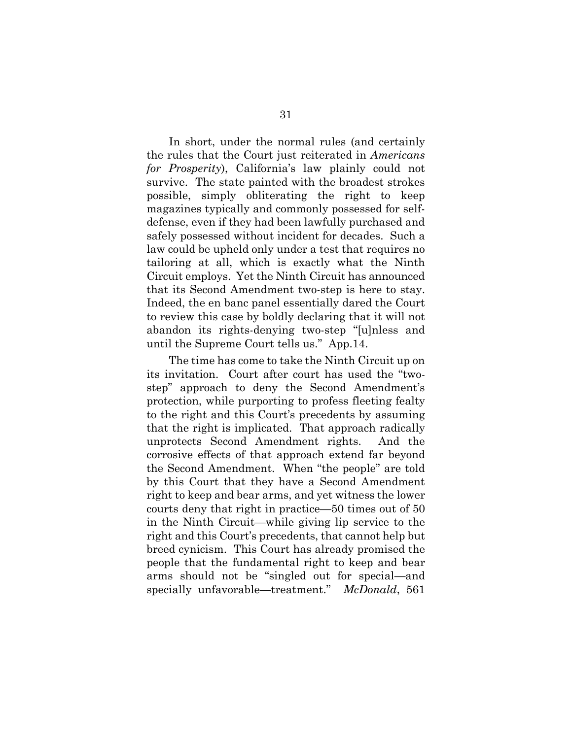In short, under the normal rules (and certainly the rules that the Court just reiterated in *Americans for Prosperity*), California's law plainly could not survive. The state painted with the broadest strokes possible, simply obliterating the right to keep magazines typically and commonly possessed for self-defense, even if they had been lawfully purchased and safely possessed without incident for decades. Such a law could be upheld only under a test that requires no tailoring at all, which is exactly what the Ninth Circuit employs. Yet the Ninth Circuit has announced that its Second Amendment two-step is here to stay. Indeed, the en banc panel essentially dared the Court to review this case by boldly declaring that it will not abandon its rights-denying two-step "[u]nless and until the Supreme Court tells us." App.14.

The time has come to take the Ninth Circuit up on its invitation. Court after court has used the "two-step" approach to deny the Second Amendment's protection, while purporting to profess fleeting fealty to the right and this Court's precedents by assuming that the right is implicated. That approach radically unprotects Second Amendment rights. And the corrosive effects of that approach extend far beyond the Second Amendment. When "the people" are told by this Court that they have a Second Amendment right to keep and bear arms, and yet witness the lower courts deny that right in practice—50 times out of 50 in the Ninth Circuit—while giving lip service to the right and this Court's precedents, that cannot help but breed cynicism. This Court has already promised the people that the fundamental right to keep and bear arms should not be "singled out for special—and specially unfavorable—treatment." *McDonald*, 561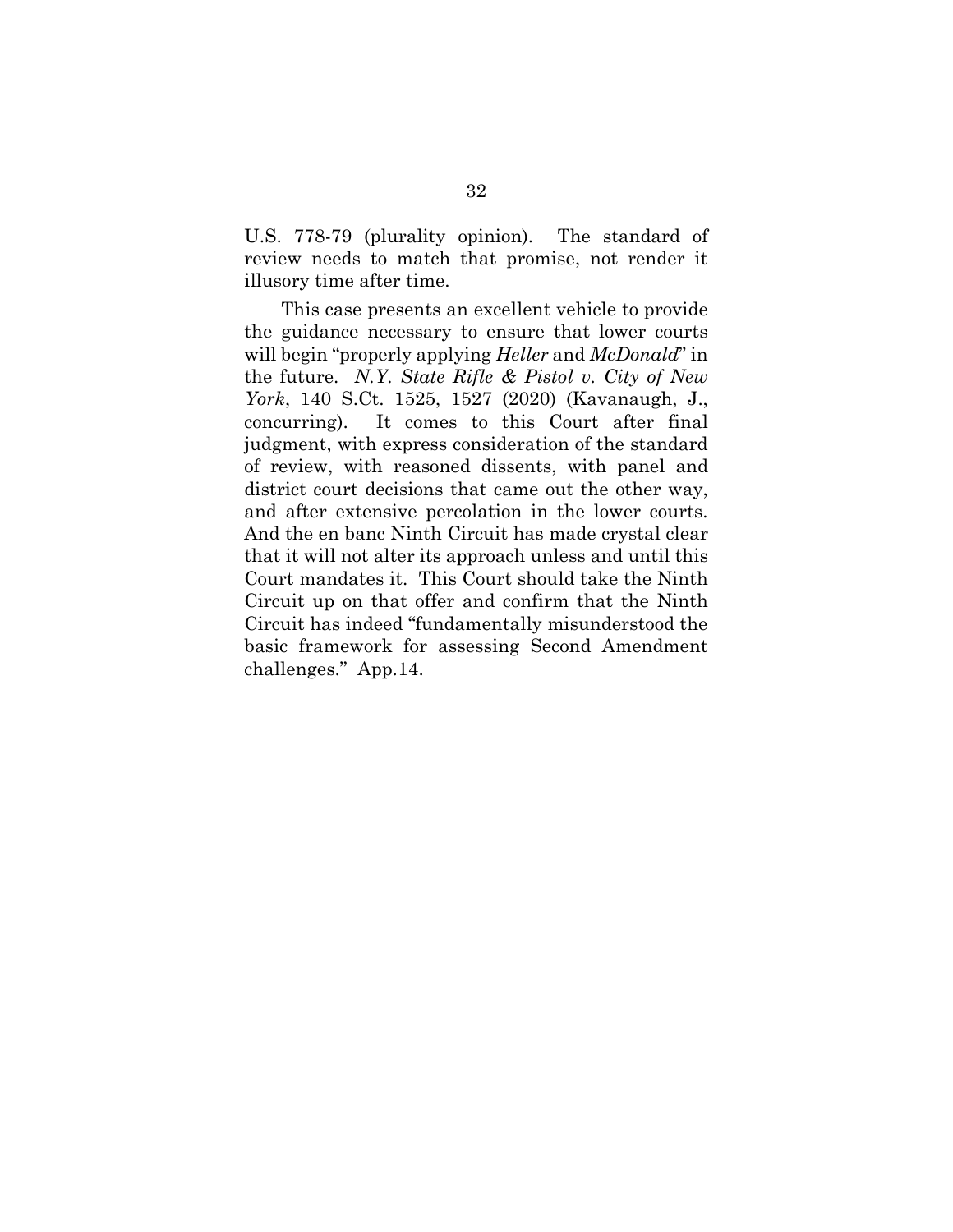U.S. 778-79 (plurality opinion). The standard of review needs to match that promise, not render it illusory time after time.

This case presents an excellent vehicle to provide the guidance necessary to ensure that lower courts will begin "properly applying *Heller* and *McDonald*" in the future. *N.Y. State Rifle & Pistol v. City of New York*, 140 S.Ct. 1525, 1527 (2020) (Kavanaugh, J., concurring). It comes to this Court after final judgment, with express consideration of the standard of review, with reasoned dissents, with panel and district court decisions that came out the other way, and after extensive percolation in the lower courts. And the en banc Ninth Circuit has made crystal clear that it will not alter its approach unless and until this Court mandates it. This Court should take the Ninth Circuit up on that offer and confirm that the Ninth Circuit has indeed "fundamentally misunderstood the basic framework for assessing Second Amendment challenges." App.14.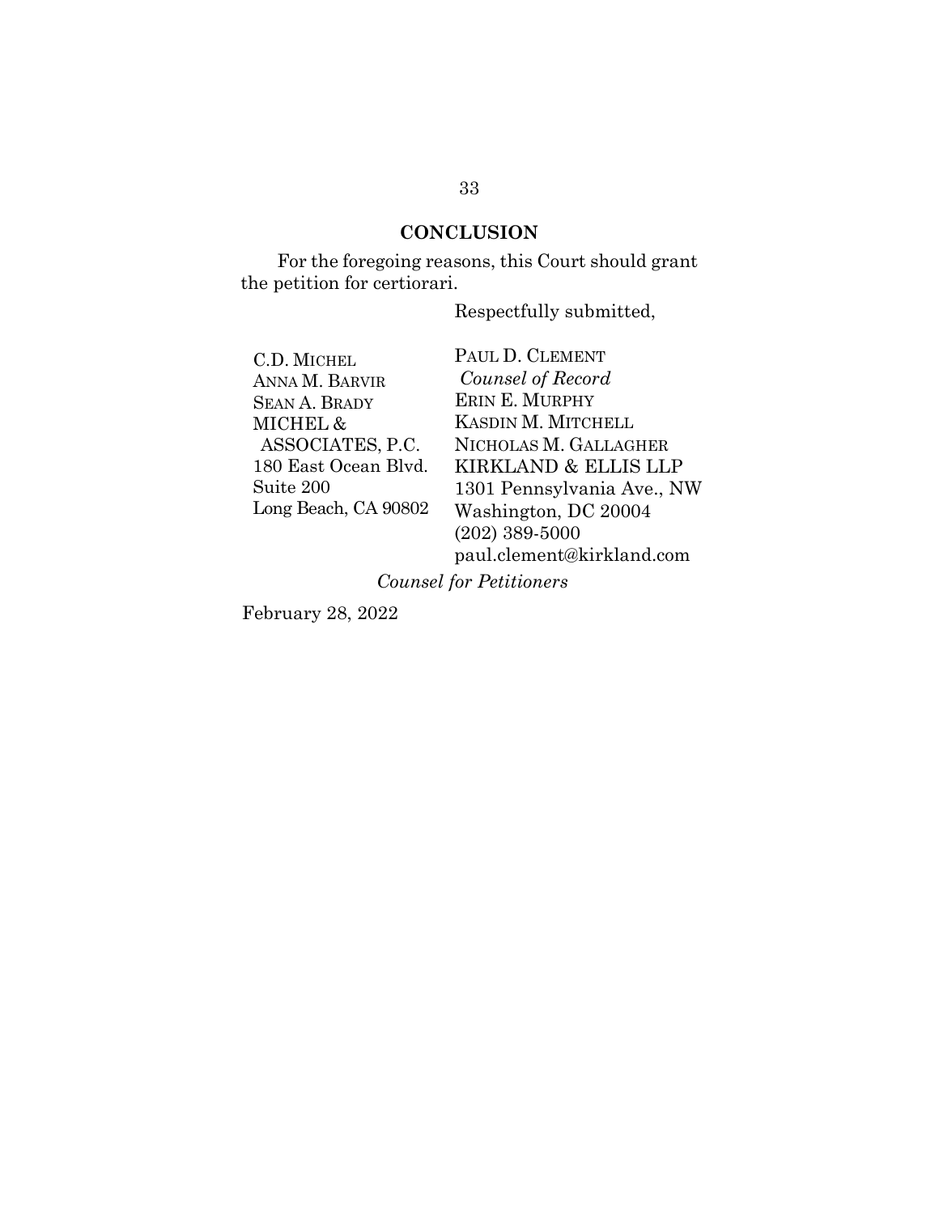## CONCLUSION

For the foregoing reasons, this Court should grant the petition for certiorari.

Respectfully submitted,

C.D. MICHEL
ANNA M. BARVIR
SEAN A. BRADY
MICHEL &
ASSOCIATES, P.C.
180 East Ocean Blvd.
Suite 200
Long Beach, CA 90802

PAUL D. CLEMENT
*Counsel of Record*
ERIN E. MURPHY
KASDIN M. MITCHELL
NICHOLAS M. GALLAGHER
KIRKLAND & ELLIS LLP
1301 Pennsylvania Ave., NW
Washington, DC 20004
(202) 389-5000
paul.clement@kirkland.com

*Counsel for Petitioners*

February 28, 2022